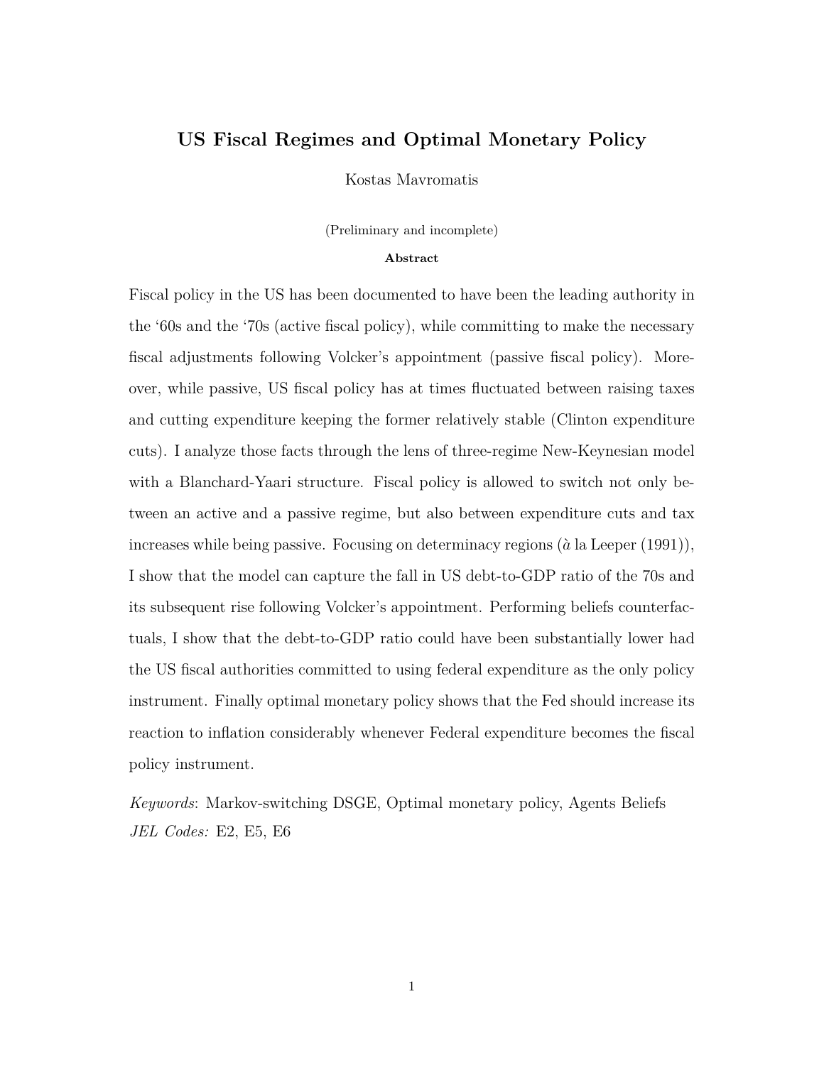# US Fiscal Regimes and Optimal Monetary Policy

Kostas Mavromatis

(Preliminary and incomplete)

**Abstract**

Fiscal policy in the US has been documented to have been the leading authority in the '60s and the '70s (active fiscal policy), while committing to make the necessary fiscal adjustments following Volcker's appointment (passive fiscal policy). Moreover, while passive, US fiscal policy has at times fluctuated between raising taxes and cutting expenditure keeping the former relatively stable (Clinton expenditure cuts). I analyze those facts through the lens of three-regime New-Keynesian model with a Blanchard-Yaari structure. Fiscal policy is allowed to switch not only between an active and a passive regime, but also between expenditure cuts and tax increases while being passive. Focusing on determinacy regions (*à* la Leeper (1991)), I show that the model can capture the fall in US debt-to-GDP ratio of the 70s and its subsequent rise following Volcker's appointment. Performing beliefs counterfactuals, I show that the debt-to-GDP ratio could have been substantially lower had the US fiscal authorities committed to using federal expenditure as the only policy instrument. Finally optimal monetary policy shows that the Fed should increase its reaction to inflation considerably whenever Federal expenditure becomes the fiscal policy instrument.

*Keywords*: Markov-switching DSGE, Optimal monetary policy, Agents Beliefs

*JEL Codes:* E2, E5, E6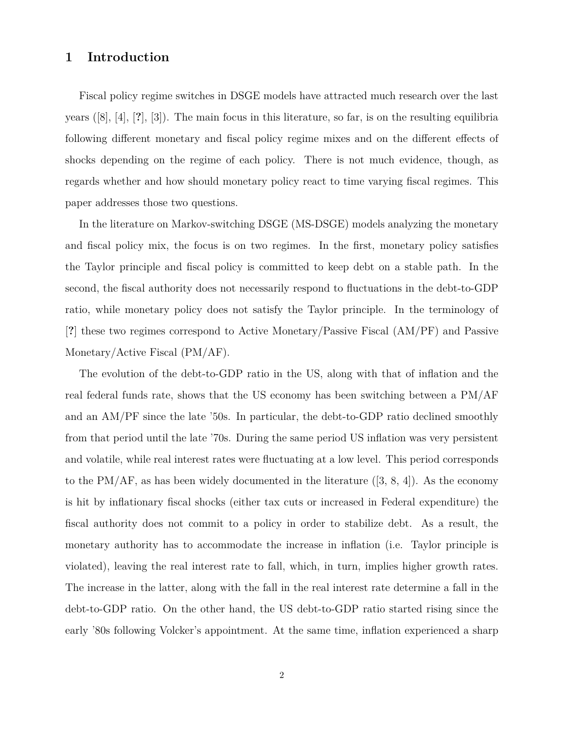# 1 Introduction

Fiscal policy regime switches in DSGE models have attracted much research over the last years ([8], [4], [?], [3]). The main focus in this literature, so far, is on the resulting equilibria following different monetary and fiscal policy regime mixes and on the different effects of shocks depending on the regime of each policy. There is not much evidence, though, as regards whether and how should monetary policy react to time varying fiscal regimes. This paper addresses those two questions.

In the literature on Markov-switching DSGE (MS-DSGE) models analyzing the monetary and fiscal policy mix, the focus is on two regimes. In the first, monetary policy satisfies the Taylor principle and fiscal policy is committed to keep debt on a stable path. In the second, the fiscal authority does not necessarily respond to fluctuations in the debt-to-GDP ratio, while monetary policy does not satisfy the Taylor principle. In the terminology of [?] these two regimes correspond to Active Monetary/Passive Fiscal (AM/PF) and Passive Monetary/Active Fiscal (PM/AF).

The evolution of the debt-to-GDP ratio in the US, along with that of inflation and the real federal funds rate, shows that the US economy has been switching between a PM/AF and an AM/PF since the late '50s. In particular, the debt-to-GDP ratio declined smoothly from that period until the late '70s. During the same period US inflation was very persistent and volatile, while real interest rates were fluctuating at a low level. This period corresponds to the PM/AF, as has been widely documented in the literature ([3, 8, 4]). As the economy is hit by inflationary fiscal shocks (either tax cuts or increased in Federal expenditure) the fiscal authority does not commit to a policy in order to stabilize debt. As a result, the monetary authority has to accommodate the increase in inflation (i.e. Taylor principle is violated), leaving the real interest rate to fall, which, in turn, implies higher growth rates. The increase in the latter, along with the fall in the real interest rate determine a fall in the debt-to-GDP ratio. On the other hand, the US debt-to-GDP ratio started rising since the early '80s following Volcker's appointment. At the same time, inflation experienced a sharp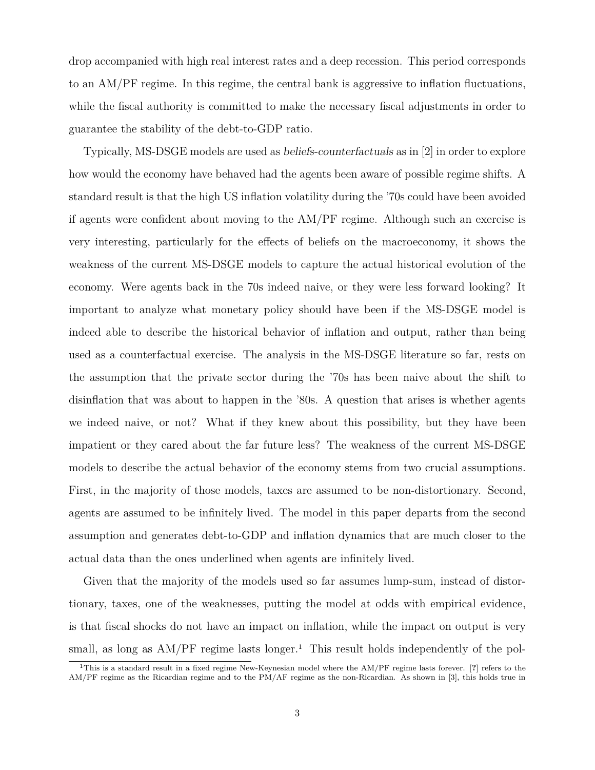drop accompanied with high real interest rates and a deep recession. This period corresponds to an AM/PF regime. In this regime, the central bank is aggressive to inflation fluctuations, while the fiscal authority is committed to make the necessary fiscal adjustments in order to guarantee the stability of the debt-to-GDP ratio.

Typically, MS-DSGE models are used as *beliefs-counterfactuals* as in [2] in order to explore how would the economy have behaved had the agents been aware of possible regime shifts. A standard result is that the high US inflation volatility during the '70s could have been avoided if agents were confident about moving to the AM/PF regime. Although such an exercise is very interesting, particularly for the effects of beliefs on the macroeconomy, it shows the weakness of the current MS-DSGE models to capture the actual historical evolution of the economy. Were agents back in the 70s indeed naive, or they were less forward looking? It important to analyze what monetary policy should have been if the MS-DSGE model is indeed able to describe the historical behavior of inflation and output, rather than being used as a counterfactual exercise. The analysis in the MS-DSGE literature so far, rests on the assumption that the private sector during the '70s has been naive about the shift to disinflation that was about to happen in the '80s. A question that arises is whether agents we indeed naive, or not? What if they knew about this possibility, but they have been impatient or they cared about the far future less? The weakness of the current MS-DSGE models to describe the actual behavior of the economy stems from two crucial assumptions. First, in the majority of those models, taxes are assumed to be non-distortionary. Second, agents are assumed to be infinitely lived. The model in this paper departs from the second assumption and generates debt-to-GDP and inflation dynamics that are much closer to the actual data than the ones underlined when agents are infinitely lived.

Given that the majority of the models used so far assumes lump-sum, instead of distortionary, taxes, one of the weaknesses, putting the model at odds with empirical evidence, is that fiscal shocks do not have an impact on inflation, while the impact on output is very small, as long as AM/PF regime lasts longer.[1] This result holds independently of the pol-

[1] This is a standard result in a fixed regime New-Keynesian model where the AM/PF regime lasts forever. [?] refers to the AM/PF regime as the Ricardian regime and to the PM/AF regime as the non-Ricardian. As shown in [3], this holds true in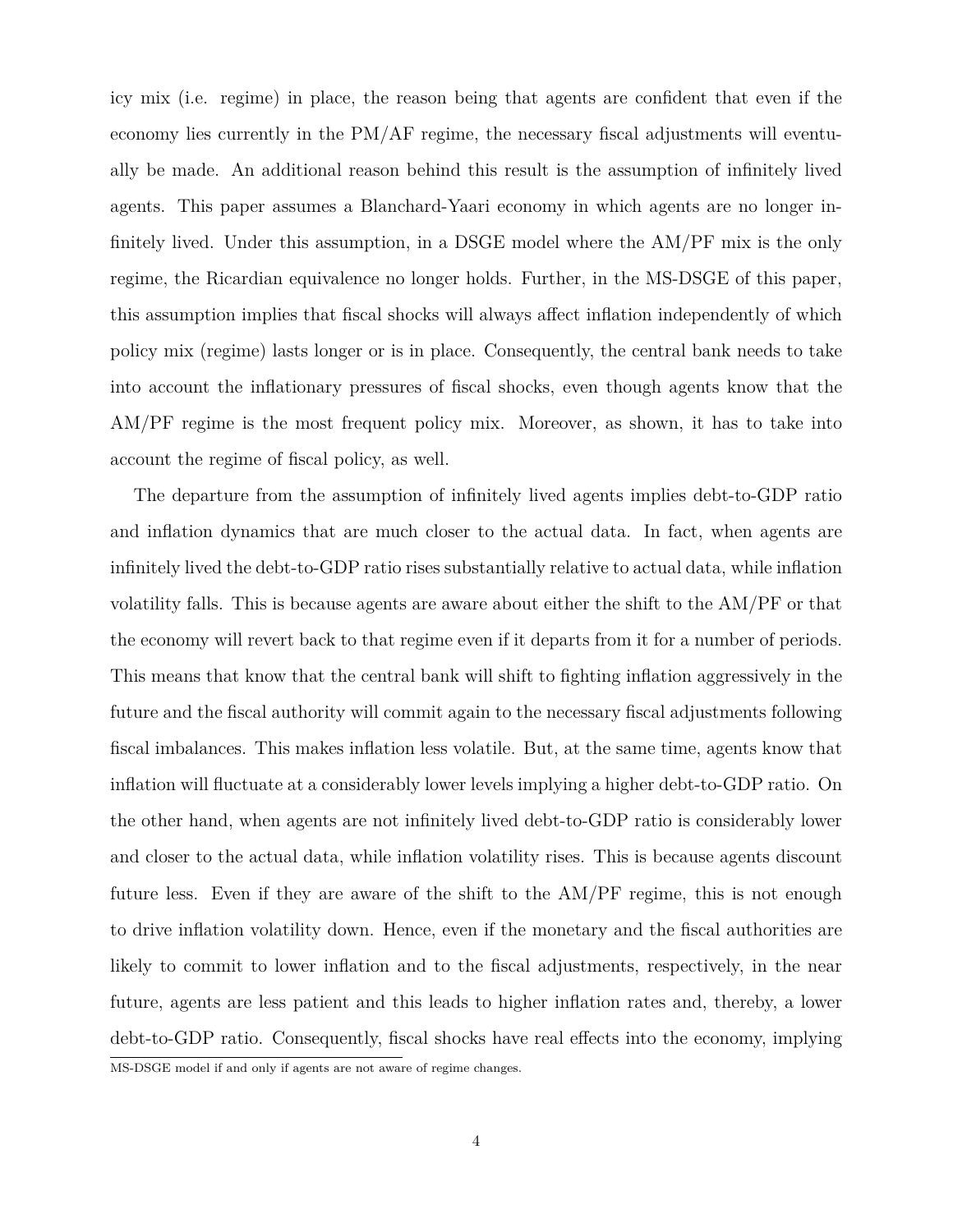icy mix (i.e. regime) in place, the reason being that agents are confident that even if the economy lies currently in the PM/AF regime, the necessary fiscal adjustments will eventually be made. An additional reason behind this result is the assumption of infinitely lived agents. This paper assumes a Blanchard-Yaari economy in which agents are no longer infinitely lived. Under this assumption, in a DSGE model where the AM/PF mix is the only regime, the Ricardian equivalence no longer holds. Further, in the MS-DSGE of this paper, this assumption implies that fiscal shocks will always affect inflation independently of which policy mix (regime) lasts longer or is in place. Consequently, the central bank needs to take into account the inflationary pressures of fiscal shocks, even though agents know that the AM/PF regime is the most frequent policy mix. Moreover, as shown, it has to take into account the regime of fiscal policy, as well.

The departure from the assumption of infinitely lived agents implies debt-to-GDP ratio and inflation dynamics that are much closer to the actual data. In fact, when agents are infinitely lived the debt-to-GDP ratio rises substantially relative to actual data, while inflation volatility falls. This is because agents are aware about either the shift to the AM/PF or that the economy will revert back to that regime even if it departs from it for a number of periods. This means that know that the central bank will shift to fighting inflation aggressively in the future and the fiscal authority will commit again to the necessary fiscal adjustments following fiscal imbalances. This makes inflation less volatile. But, at the same time, agents know that inflation will fluctuate at a considerably lower levels implying a higher debt-to-GDP ratio. On the other hand, when agents are not infinitely lived debt-to-GDP ratio is considerably lower and closer to the actual data, while inflation volatility rises. This is because agents discount future less. Even if they are aware of the shift to the AM/PF regime, this is not enough to drive inflation volatility down. Hence, even if the monetary and the fiscal authorities are likely to commit to lower inflation and to the fiscal adjustments, respectively, in the near future, agents are less patient and this leads to higher inflation rates and, thereby, a lower debt-to-GDP ratio. Consequently, fiscal shocks have real effects into the economy, implying

MS-DSGE model if and only if agents are not aware of regime changes.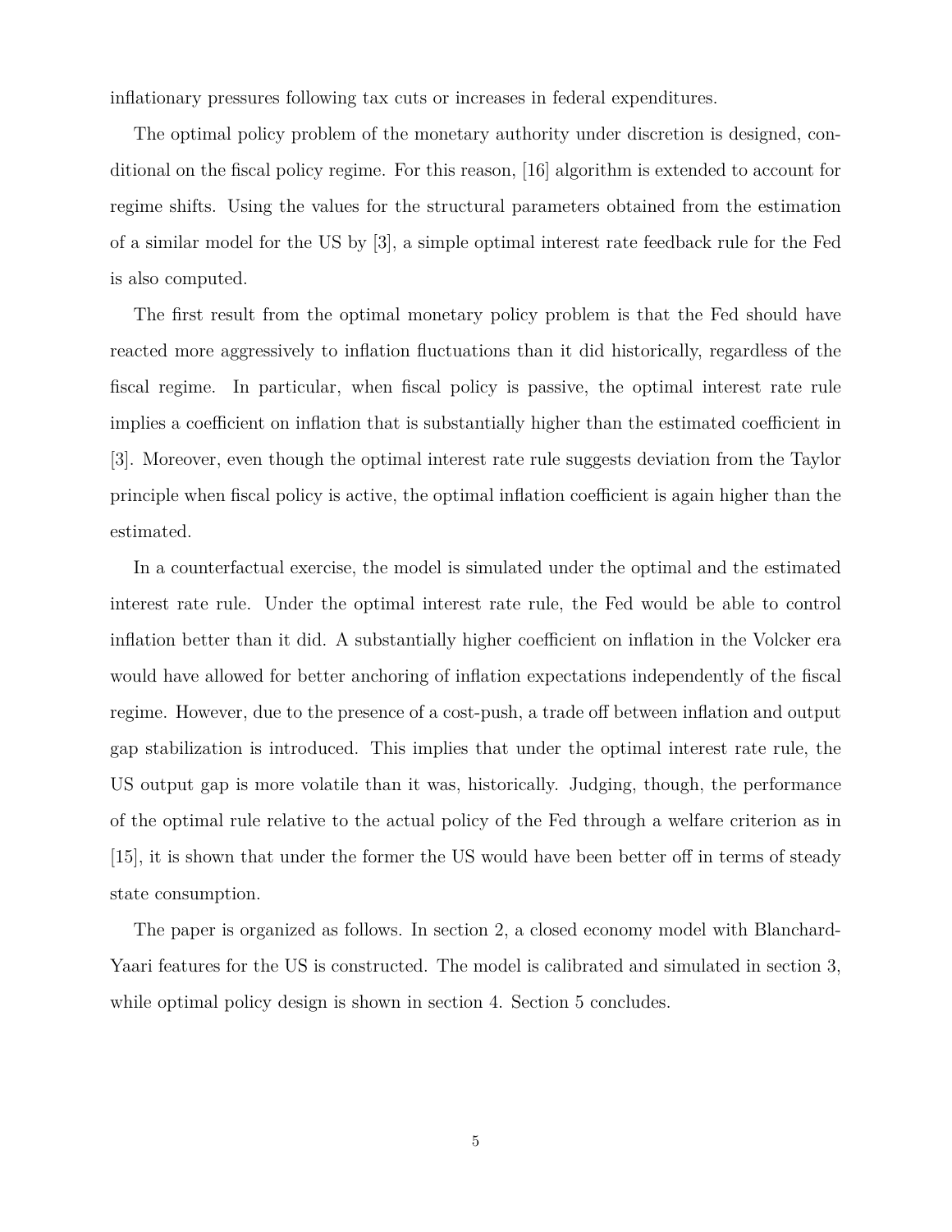inflationary pressures following tax cuts or increases in federal expenditures.

The optimal policy problem of the monetary authority under discretion is designed, conditional on the fiscal policy regime. For this reason, [16] algorithm is extended to account for regime shifts. Using the values for the structural parameters obtained from the estimation of a similar model for the US by [3], a simple optimal interest rate feedback rule for the Fed is also computed.

The first result from the optimal monetary policy problem is that the Fed should have reacted more aggressively to inflation fluctuations than it did historically, regardless of the fiscal regime. In particular, when fiscal policy is passive, the optimal interest rate rule implies a coefficient on inflation that is substantially higher than the estimated coefficient in [3]. Moreover, even though the optimal interest rate rule suggests deviation from the Taylor principle when fiscal policy is active, the optimal inflation coefficient is again higher than the estimated.

In a counterfactual exercise, the model is simulated under the optimal and the estimated interest rate rule. Under the optimal interest rate rule, the Fed would be able to control inflation better than it did. A substantially higher coefficient on inflation in the Volcker era would have allowed for better anchoring of inflation expectations independently of the fiscal regime. However, due to the presence of a cost-push, a trade off between inflation and output gap stabilization is introduced. This implies that under the optimal interest rate rule, the US output gap is more volatile than it was, historically. Judging, though, the performance of the optimal rule relative to the actual policy of the Fed through a welfare criterion as in [15], it is shown that under the former the US would have been better off in terms of steady state consumption.

The paper is organized as follows. In section 2, a closed economy model with Blanchard-Yaari features for the US is constructed. The model is calibrated and simulated in section 3, while optimal policy design is shown in section 4. Section 5 concludes.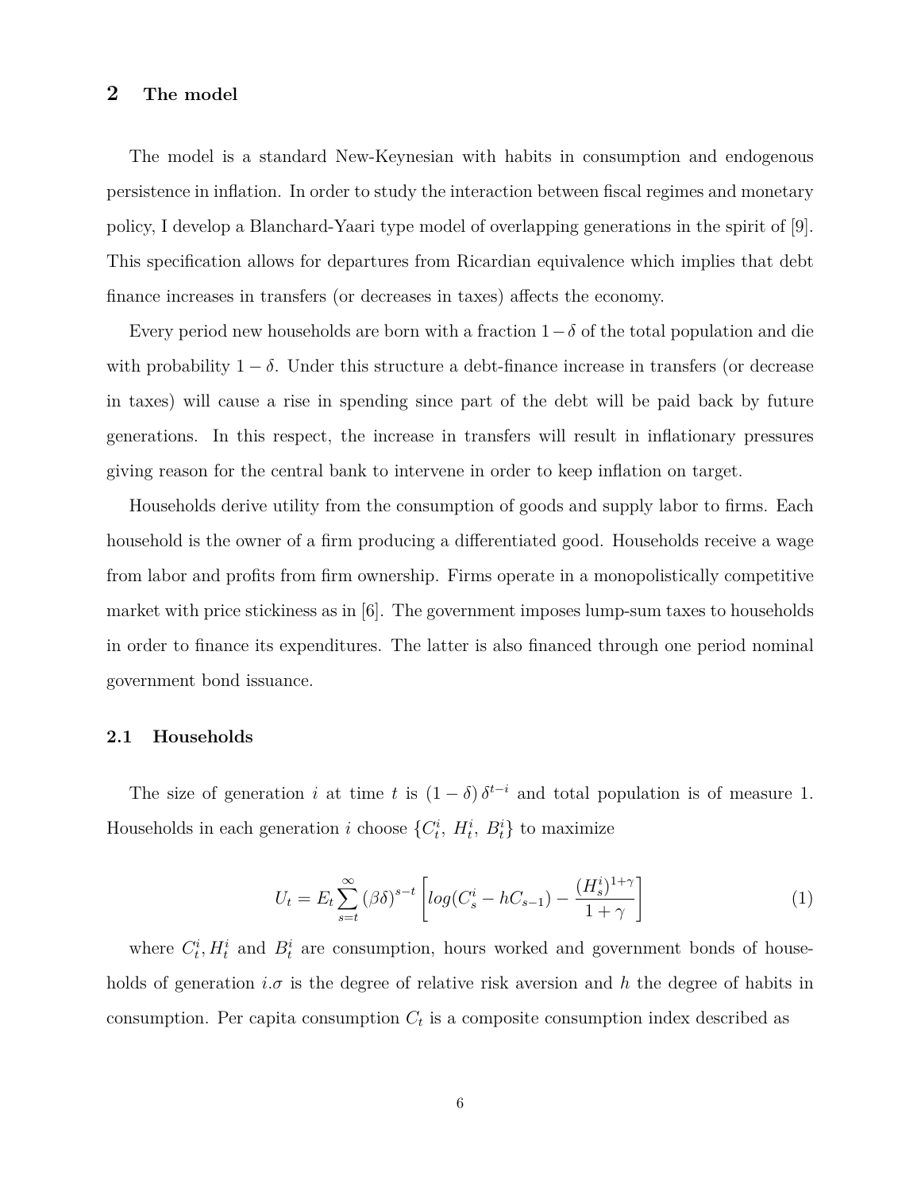## 2 The model

The model is a standard New-Keynesian with habits in consumption and endogenous persistence in inflation. In order to study the interaction between fiscal regimes and monetary policy, I develop a Blanchard-Yaari type model of overlapping generations in the spirit of [9]. This specification allows for departures from Ricardian equivalence which implies that debt finance increases in transfers (or decreases in taxes) affects the economy.

Every period new households are born with a fraction $1-\delta$ of the total population and die with probability $1-\delta$. Under this structure a debt-finance increase in transfers (or decrease in taxes) will cause a rise in spending since part of the debt will be paid back by future generations. In this respect, the increase in transfers will result in inflationary pressures giving reason for the central bank to intervene in order to keep inflation on target.

Households derive utility from the consumption of goods and supply labor to firms. Each household is the owner of a firm producing a differentiated good. Households receive a wage from labor and profits from firm ownership. Firms operate in a monopolistically competitive market with price stickiness as in [6]. The government imposes lump-sum taxes to households in order to finance its expenditures. The latter is also financed through one period nominal government bond issuance.

### 2.1 Households

The size of generation $i$ at time $t$ is $(1-\delta)\,\delta^{t-i}$ and total population is of measure 1. Households in each generation $i$ choose $\{C_t^i,\ H_t^i,\ B_t^i\}$ to maximize

$$U_t = E_t \sum_{s=t}^{\infty} (\beta\delta)^{s-t} \left[ log(C_s^i - hC_{s-1}) - \frac{(H_s^i)^{1+\gamma}}{1+\gamma} \right] \tag{1}$$

where $C_t^i, H_t^i$ and $B_t^i$ are consumption, hours worked and government bonds of households of generation $i.\sigma$ is the degree of relative risk aversion and $h$ the degree of habits in consumption. Per capita consumption $C_t$ is a composite consumption index described as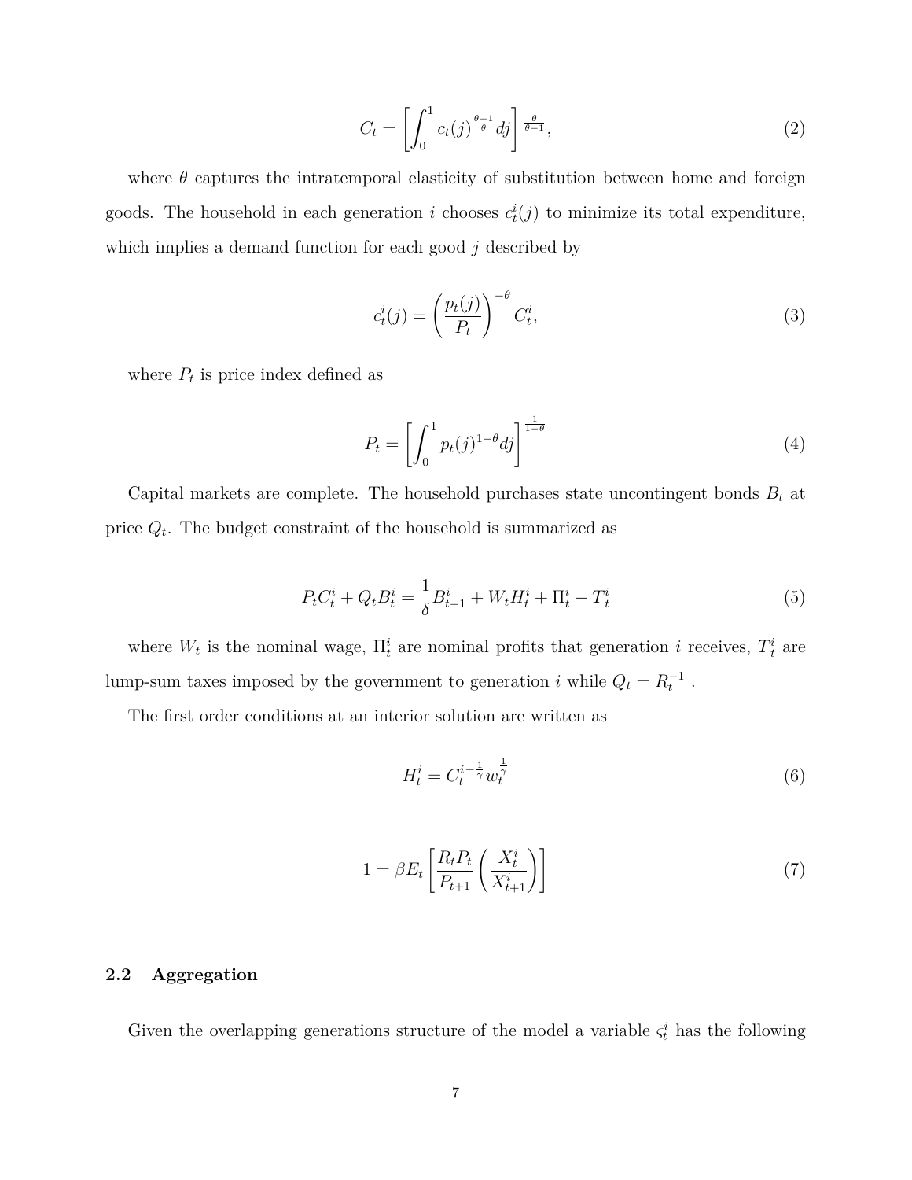$$C_t = \left[ \int_0^1 c_t(j)^{\frac{\theta-1}{\theta}} dj \right]^{\frac{\theta}{\theta-1}}, \tag{2}$$

where $\theta$ captures the intratemporal elasticity of substitution between home and foreign goods. The household in each generation $i$ chooses $c_t^i(j)$ to minimize its total expenditure, which implies a demand function for each good $j$ described by

$$c_t^i(j) = \left( \frac{p_t(j)}{P_t} \right)^{-\theta} C_t^i, \tag{3}$$

where $P_t$ is price index defined as

$$P_t = \left[ \int_0^1 p_t(j)^{1-\theta} dj \right]^{\frac{1}{1-\theta}} \tag{4}$$

Capital markets are complete. The household purchases state uncontingent bonds $B_t$ at price $Q_t$. The budget constraint of the household is summarized as

$$P_t C_t^i + Q_t B_t^i = \frac{1}{\delta} B_{t-1}^i + W_t H_t^i + \Pi_t^i - T_t^i \tag{5}$$

where $W_t$ is the nominal wage, $\Pi_t^i$ are nominal profits that generation $i$ receives, $T_t^i$ are lump-sum taxes imposed by the government to generation $i$ while $Q_t = R_t^{-1}$ .

The first order conditions at an interior solution are written as

$$H_t^i = C_t^{i-\frac{1}{\gamma}} w_t^{\frac{1}{\gamma}} \tag{6}$$

$$1 = \beta E_t \left[ \frac{R_t P_t}{P_{t+1}} \left( \frac{X_t^i}{X_{t+1}^i} \right) \right] \tag{7}$$

## 2.2 Aggregation

Given the overlapping generations structure of the model a variable $\varsigma_t^i$ has the following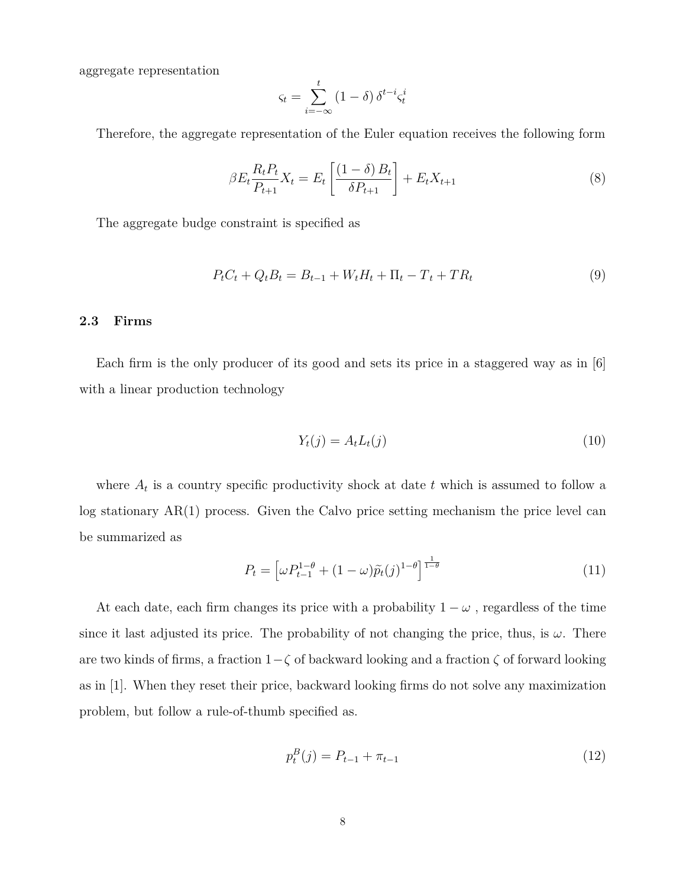aggregate representation

$$\varsigma_t = \sum_{i=-\infty}^{t} (1-\delta)\,\delta^{t-i}\varsigma_t^i$$

Therefore, the aggregate representation of the Euler equation receives the following form

$$\beta E_t \frac{R_t P_t}{P_{t+1}} X_t = E_t \left[ \frac{(1-\delta)\,B_t}{\delta P_{t+1}} \right] + E_t X_{t+1} \tag{8}$$

The aggregate budge constraint is specified as

$$P_t C_t + Q_t B_t = B_{t-1} + W_t H_t + \Pi_t - T_t + TR_t \tag{9}$$

### 2.3 Firms

Each firm is the only producer of its good and sets its price in a staggered way as in [6] with a linear production technology

$$Y_t(j) = A_t L_t(j) \tag{10}$$

where $A_t$ is a country specific productivity shock at date $t$ which is assumed to follow a log stationary AR(1) process. Given the Calvo price setting mechanism the price level can be summarized as

$$P_t = \left[ \omega P_{t-1}^{1-\theta} + (1-\omega)\widetilde{p}_t(j)^{1-\theta} \right]^{\frac{1}{1-\theta}} \tag{11}$$

At each date, each firm changes its price with a probability $1-\omega$ , regardless of the time since it last adjusted its price. The probability of not changing the price, thus, is $\omega$. There are two kinds of firms, a fraction $1-\zeta$ of backward looking and a fraction $\zeta$ of forward looking as in [1]. When they reset their price, backward looking firms do not solve any maximization problem, but follow a rule-of-thumb specified as.

$$p_t^B(j) = P_{t-1} + \pi_{t-1} \tag{12}$$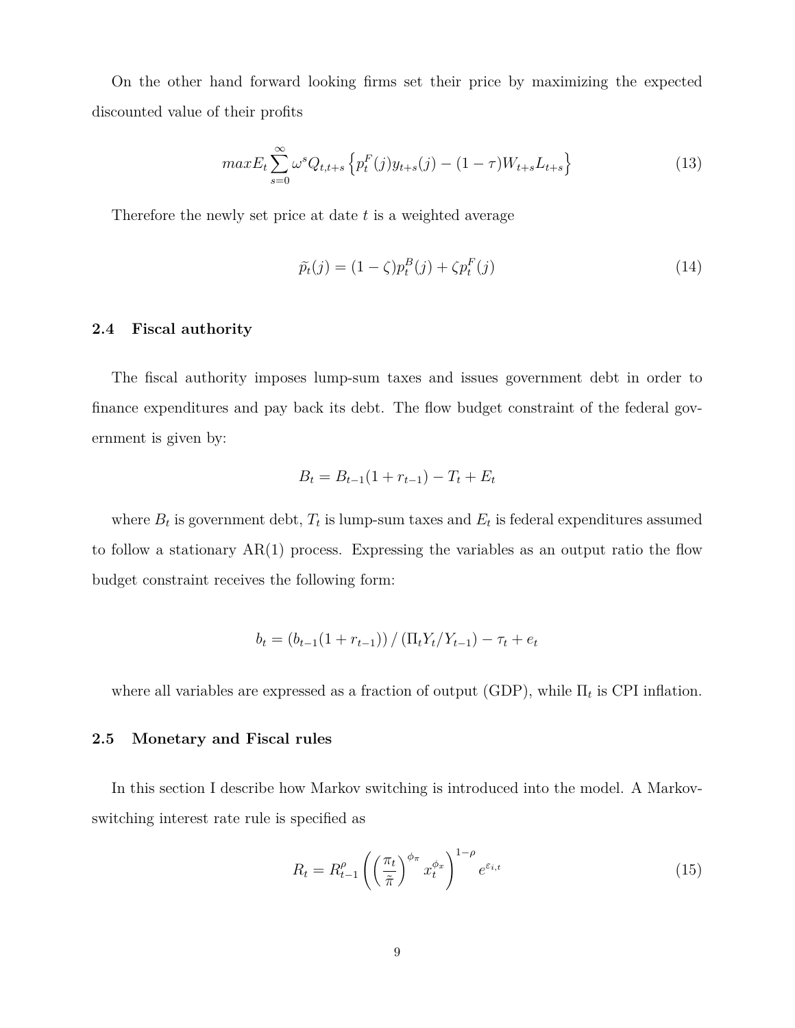On the other hand forward looking firms set their price by maximizing the expected discounted value of their profits

$$max E_t \sum_{s=0}^{\infty} \omega^s Q_{t,t+s} \left\{ p_t^F(j) y_{t+s}(j) - (1-\tau) W_{t+s} L_{t+s} \right\} \tag{13}$$

Therefore the newly set price at date $t$ is a weighted average

$$\widetilde{p}_t(j) = (1-\zeta) p_t^B(j) + \zeta p_t^F(j) \tag{14}$$

### 2.4 Fiscal authority

The fiscal authority imposes lump-sum taxes and issues government debt in order to finance expenditures and pay back its debt. The flow budget constraint of the federal government is given by:

$$B_t = B_{t-1}(1 + r_{t-1}) - T_t + E_t$$

where $B_t$ is government debt, $T_t$ is lump-sum taxes and $E_t$ is federal expenditures assumed to follow a stationary AR(1) process. Expressing the variables as an output ratio the flow budget constraint receives the following form:

$$b_t = \left(b_{t-1}(1 + r_{t-1})\right) / \left(\Pi_t Y_t / Y_{t-1}\right) - \tau_t + e_t$$

where all variables are expressed as a fraction of output (GDP), while $\Pi_t$ is CPI inflation.

### 2.5 Monetary and Fiscal rules

In this section I describe how Markov switching is introduced into the model. A Markov-switching interest rate rule is specified as

$$R_t = R_{t-1}^{\rho} \left( \left( \frac{\pi_t}{\tilde{\pi}} \right)^{\phi_\pi} x_t^{\phi_x} \right)^{1-\rho} e^{\varepsilon_{i,t}} \tag{15}$$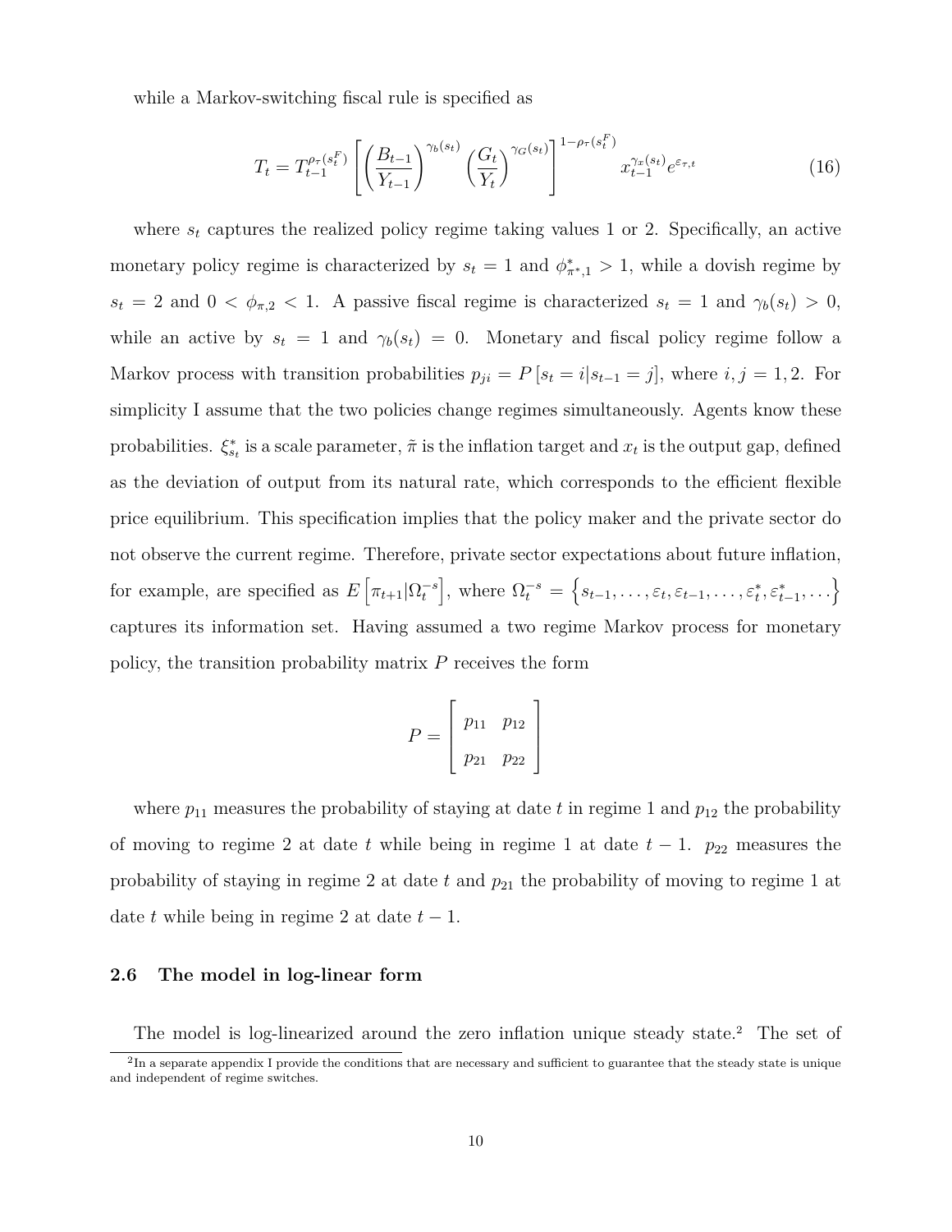while a Markov-switching fiscal rule is specified as

$$T_t = T_{t-1}^{\rho_\tau(s_t^F)} \left[ \left( \frac{B_{t-1}}{Y_{t-1}} \right)^{\gamma_b(s_t)} \left( \frac{G_t}{Y_t} \right)^{\gamma_G(s_t)} \right]^{1-\rho_\tau(s_t^F)} x_{t-1}^{\gamma_x(s_t)} e^{\varepsilon_{\tau,t}} \tag{16}$$

where $s_t$ captures the realized policy regime taking values 1 or 2. Specifically, an active monetary policy regime is characterized by $s_t = 1$ and $\phi^*_{\pi^*,1} > 1$, while a dovish regime by $s_t = 2$ and $0 < \phi_{\pi,2} < 1$. A passive fiscal regime is characterized $s_t = 1$ and $\gamma_b(s_t) > 0$, while an active by $s_t = 1$ and $\gamma_b(s_t) = 0$. Monetary and fiscal policy regime follow a Markov process with transition probabilities $p_{ji} = P[s_t = i | s_{t-1} = j]$, where $i, j = 1, 2$. For simplicity I assume that the two policies change regimes simultaneously. Agents know these probabilities. $\xi^*_{s_t}$ is a scale parameter, $\tilde{\pi}$ is the inflation target and $x_t$ is the output gap, defined as the deviation of output from its natural rate, which corresponds to the efficient flexible price equilibrium. This specification implies that the policy maker and the private sector do not observe the current regime. Therefore, private sector expectations about future inflation, for example, are specified as $E\left[\pi_{t+1} | \Omega_t^{-s}\right]$, where $\Omega_t^{-s} = \left\{ s_{t-1}, \ldots, \varepsilon_t, \varepsilon_{t-1}, \ldots, \varepsilon^*_t, \varepsilon^*_{t-1}, \ldots \right\}$ captures its information set. Having assumed a two regime Markov process for monetary policy, the transition probability matrix $P$ receives the form

$$P = \begin{bmatrix} p_{11} & p_{12} \\ p_{21} & p_{22} \end{bmatrix}$$

where $p_{11}$ measures the probability of staying at date $t$ in regime 1 and $p_{12}$ the probability of moving to regime 2 at date $t$ while being in regime 1 at date $t-1$. $p_{22}$ measures the probability of staying in regime 2 at date $t$ and $p_{21}$ the probability of moving to regime 1 at date $t$ while being in regime 2 at date $t-1$.

### 2.6 The model in log-linear form

The model is log-linearized around the zero inflation unique steady state.[2] The set of

[2] In a separate appendix I provide the conditions that are necessary and sufficient to guarantee that the steady state is unique and independent of regime switches.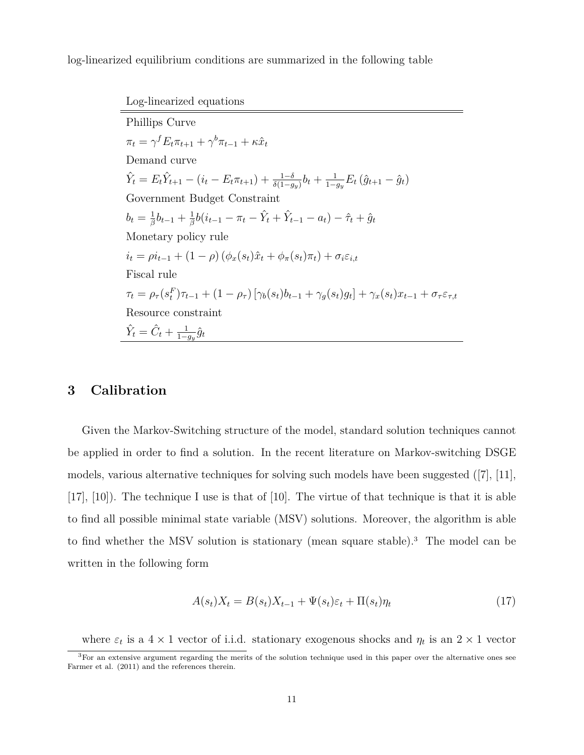log-linearized equilibrium conditions are summarized in the following table

| Log-linearized equations |
|---|
| Phillips Curve |
| $\pi_t = \gamma^f E_t \pi_{t+1} + \gamma^b \pi_{t-1} + \kappa \hat{x}_t$ |
| Demand curve |
| $\hat{Y}_t = E_t \hat{Y}_{t+1} - (i_t - E_t \pi_{t+1}) + \frac{1-\delta}{\delta(1-g_y)} b_t + \frac{1}{1-g_y} E_t (\hat{g}_{t+1} - \hat{g}_t)$ |
| Government Budget Constraint |
| $b_t = \frac{1}{\beta} b_{t-1} + \frac{1}{\beta} b (i_{t-1} - \pi_t - \hat{Y}_t + \hat{Y}_{t-1} - a_t) - \hat{\tau}_t + \hat{g}_t$ |
| Monetary policy rule |
| $i_t = \rho i_{t-1} + (1-\rho)(\phi_x(s_t)\hat{x}_t + \phi_\pi(s_t)\pi_t) + \sigma_i \varepsilon_{i,t}$ |
| Fiscal rule |
| $\tau_t = \rho_\tau(s_t^F)\tau_{t-1} + (1-\rho_\tau)[\gamma_b(s_t)b_{t-1} + \gamma_g(s_t)g_t] + \gamma_x(s_t)x_{t-1} + \sigma_\tau \varepsilon_{\tau,t}$ |
| Resource constraint |
| $\hat{Y}_t = \hat{C}_t + \frac{1}{1-g_y}\hat{g}_t$ |

## 3 Calibration

Given the Markov-Switching structure of the model, standard solution techniques cannot be applied in order to find a solution. In the recent literature on Markov-switching DSGE models, various alternative techniques for solving such models have been suggested ([7], [11], [17], [10]). The technique I use is that of [10]. The virtue of that technique is that it is able to find all possible minimal state variable (MSV) solutions. Moreover, the algorithm is able to find whether the MSV solution is stationary (mean square stable).[3] The model can be written in the following form

$$A(s_t)X_t = B(s_t)X_{t-1} + \Psi(s_t)\varepsilon_t + \Pi(s_t)\eta_t \tag{17}$$

where $\varepsilon_t$ is a $4 \times 1$ vector of i.i.d. stationary exogenous shocks and $\eta_t$ is an $2 \times 1$ vector

[3] For an extensive argument regarding the merits of the solution technique used in this paper over the alternative ones see Farmer et al. (2011) and the references therein.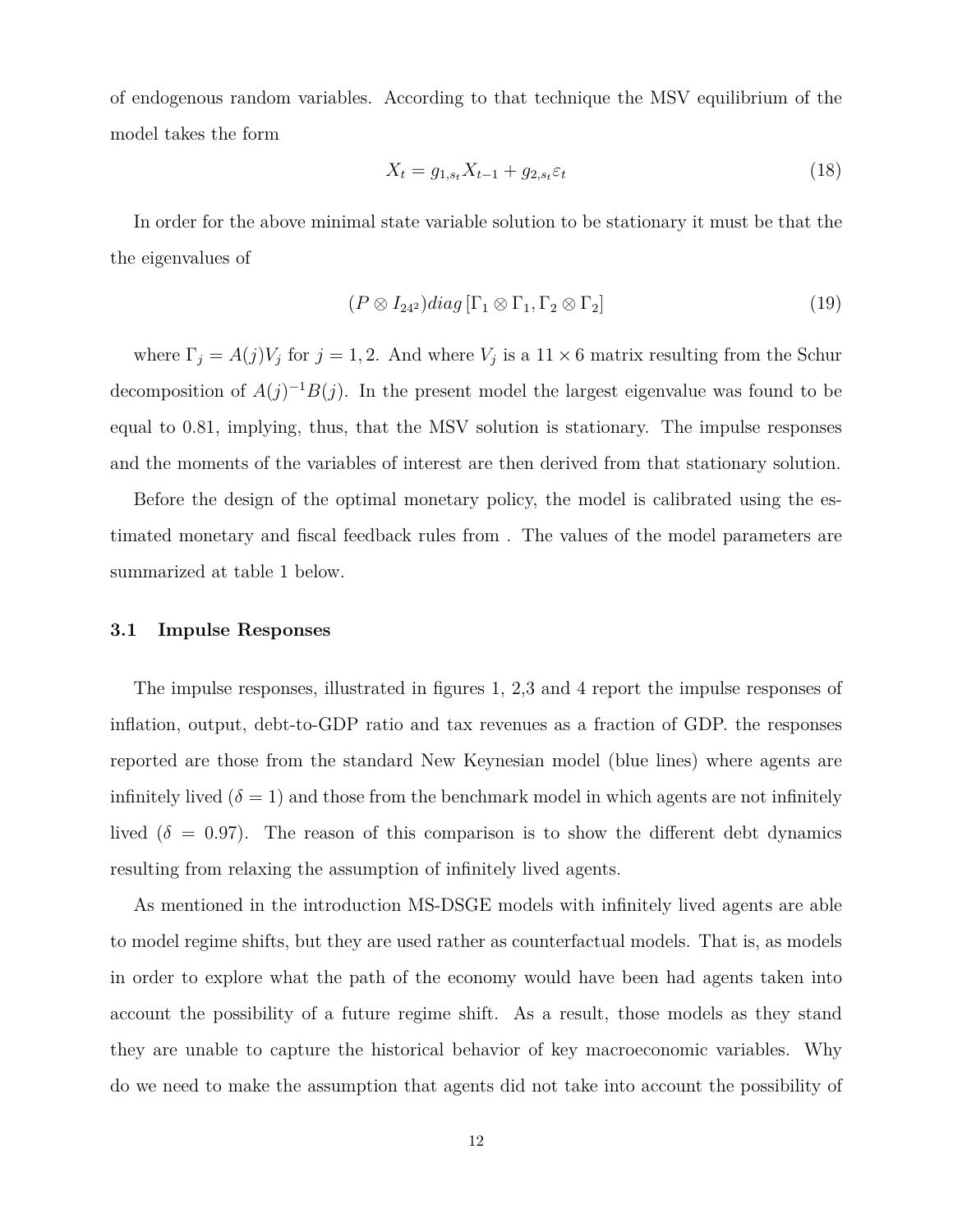of endogenous random variables. According to that technique the MSV equilibrium of the model takes the form

$$X_t = g_{1,s_t} X_{t-1} + g_{2,s_t} \varepsilon_t \tag{18}$$

In order for the above minimal state variable solution to be stationary it must be that the the eigenvalues of

$$(P \otimes I_{24^2}) diag \left[ \Gamma_1 \otimes \Gamma_1, \Gamma_2 \otimes \Gamma_2 \right] \tag{19}$$

where $\Gamma_j = A(j)V_j$ for $j = 1, 2$. And where $V_j$ is a $11 \times 6$ matrix resulting from the Schur decomposition of $A(j)^{-1}B(j)$. In the present model the largest eigenvalue was found to be equal to 0.81, implying, thus, that the MSV solution is stationary. The impulse responses and the moments of the variables of interest are then derived from that stationary solution.

Before the design of the optimal monetary policy, the model is calibrated using the estimated monetary and fiscal feedback rules from . The values of the model parameters are summarized at table 1 below.

### 3.1 Impulse Responses

The impulse responses, illustrated in figures 1, 2,3 and 4 report the impulse responses of inflation, output, debt-to-GDP ratio and tax revenues as a fraction of GDP. the responses reported are those from the standard New Keynesian model (blue lines) where agents are infinitely lived ($\delta = 1$) and those from the benchmark model in which agents are not infinitely lived ($\delta = 0.97$). The reason of this comparison is to show the different debt dynamics resulting from relaxing the assumption of infinitely lived agents.

As mentioned in the introduction MS-DSGE models with infinitely lived agents are able to model regime shifts, but they are used rather as counterfactual models. That is, as models in order to explore what the path of the economy would have been had agents taken into account the possibility of a future regime shift. As a result, those models as they stand they are unable to capture the historical behavior of key macroeconomic variables. Why do we need to make the assumption that agents did not take into account the possibility of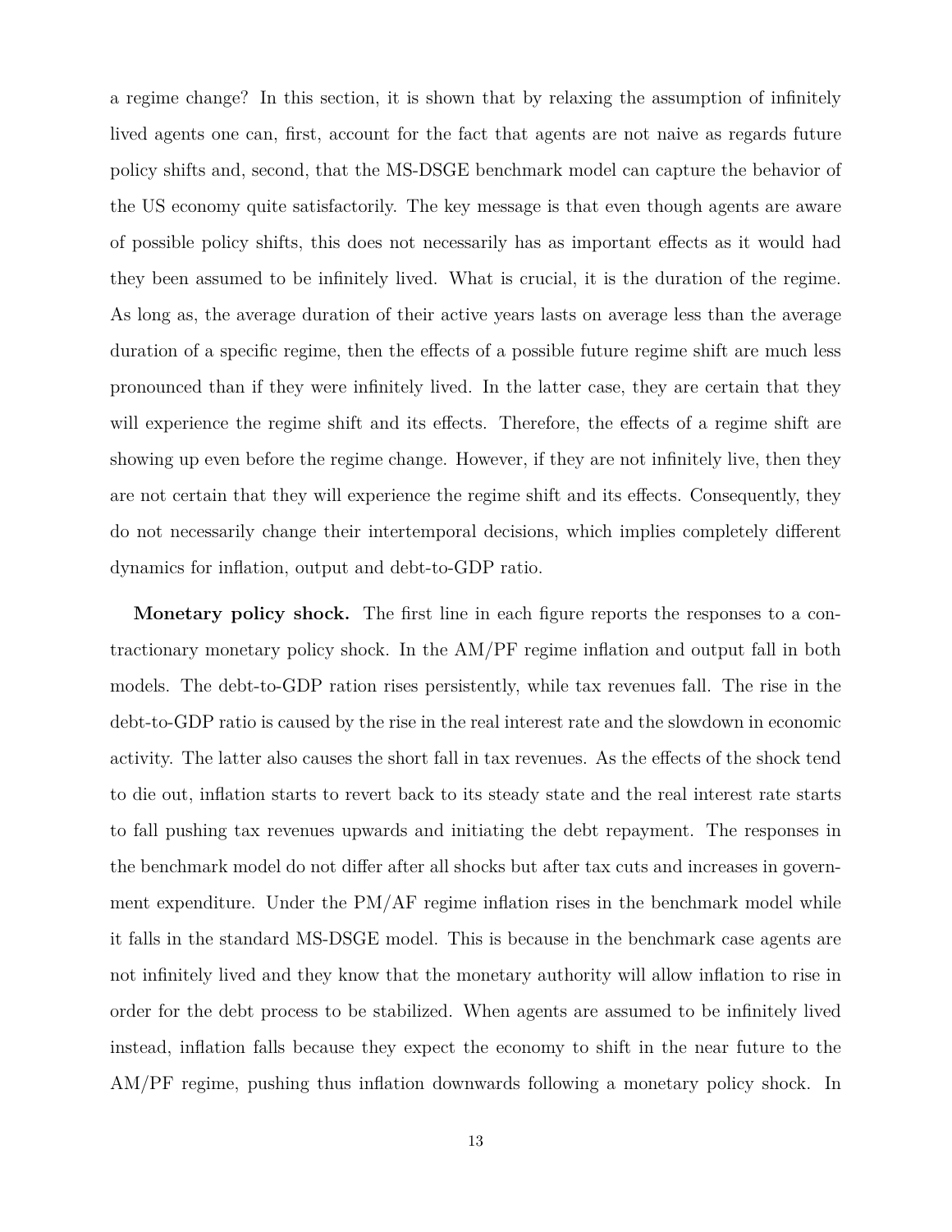a regime change? In this section, it is shown that by relaxing the assumption of infinitely lived agents one can, first, account for the fact that agents are not naive as regards future policy shifts and, second, that the MS-DSGE benchmark model can capture the behavior of the US economy quite satisfactorily. The key message is that even though agents are aware of possible policy shifts, this does not necessarily has as important effects as it would had they been assumed to be infinitely lived. What is crucial, it is the duration of the regime. As long as, the average duration of their active years lasts on average less than the average duration of a specific regime, then the effects of a possible future regime shift are much less pronounced than if they were infinitely lived. In the latter case, they are certain that they will experience the regime shift and its effects. Therefore, the effects of a regime shift are showing up even before the regime change. However, if they are not infinitely live, then they are not certain that they will experience the regime shift and its effects. Consequently, they do not necessarily change their intertemporal decisions, which implies completely different dynamics for inflation, output and debt-to-GDP ratio.

**Monetary policy shock.** The first line in each figure reports the responses to a contractionary monetary policy shock. In the AM/PF regime inflation and output fall in both models. The debt-to-GDP ration rises persistently, while tax revenues fall. The rise in the debt-to-GDP ratio is caused by the rise in the real interest rate and the slowdown in economic activity. The latter also causes the short fall in tax revenues. As the effects of the shock tend to die out, inflation starts to revert back to its steady state and the real interest rate starts to fall pushing tax revenues upwards and initiating the debt repayment. The responses in the benchmark model do not differ after all shocks but after tax cuts and increases in government expenditure. Under the PM/AF regime inflation rises in the benchmark model while it falls in the standard MS-DSGE model. This is because in the benchmark case agents are not infinitely lived and they know that the monetary authority will allow inflation to rise in order for the debt process to be stabilized. When agents are assumed to be infinitely lived instead, inflation falls because they expect the economy to shift in the near future to the AM/PF regime, pushing thus inflation downwards following a monetary policy shock. In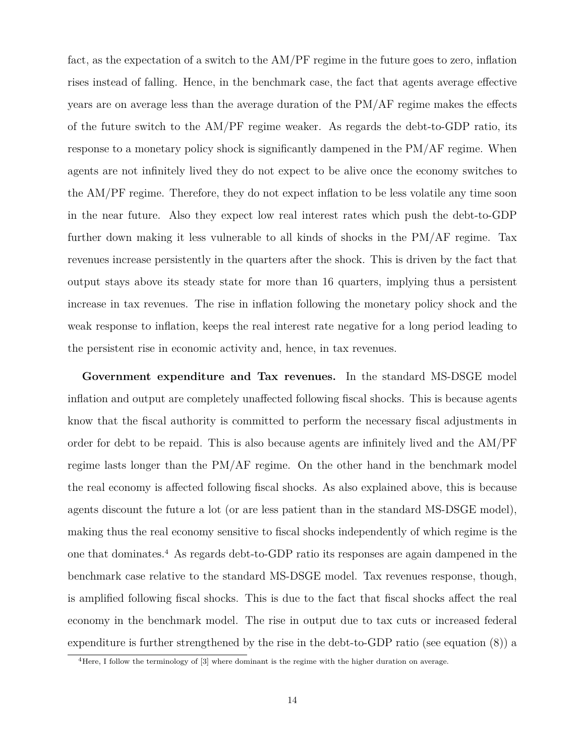fact, as the expectation of a switch to the AM/PF regime in the future goes to zero, inflation rises instead of falling. Hence, in the benchmark case, the fact that agents average effective years are on average less than the average duration of the PM/AF regime makes the effects of the future switch to the AM/PF regime weaker. As regards the debt-to-GDP ratio, its response to a monetary policy shock is significantly dampened in the PM/AF regime. When agents are not infinitely lived they do not expect to be alive once the economy switches to the AM/PF regime. Therefore, they do not expect inflation to be less volatile any time soon in the near future. Also they expect low real interest rates which push the debt-to-GDP further down making it less vulnerable to all kinds of shocks in the PM/AF regime. Tax revenues increase persistently in the quarters after the shock. This is driven by the fact that output stays above its steady state for more than 16 quarters, implying thus a persistent increase in tax revenues. The rise in inflation following the monetary policy shock and the weak response to inflation, keeps the real interest rate negative for a long period leading to the persistent rise in economic activity and, hence, in tax revenues.

**Government expenditure and Tax revenues.** In the standard MS-DSGE model inflation and output are completely unaffected following fiscal shocks. This is because agents know that the fiscal authority is committed to perform the necessary fiscal adjustments in order for debt to be repaid. This is also because agents are infinitely lived and the AM/PF regime lasts longer than the PM/AF regime. On the other hand in the benchmark model the real economy is affected following fiscal shocks. As also explained above, this is because agents discount the future a lot (or are less patient than in the standard MS-DSGE model), making thus the real economy sensitive to fiscal shocks independently of which regime is the one that dominates.[4] As regards debt-to-GDP ratio its responses are again dampened in the benchmark case relative to the standard MS-DSGE model. Tax revenues response, though, is amplified following fiscal shocks. This is due to the fact that fiscal shocks affect the real economy in the benchmark model. The rise in output due to tax cuts or increased federal expenditure is further strengthened by the rise in the debt-to-GDP ratio (see equation (8)) a

[4] Here, I follow the terminology of [3] where dominant is the regime with the higher duration on average.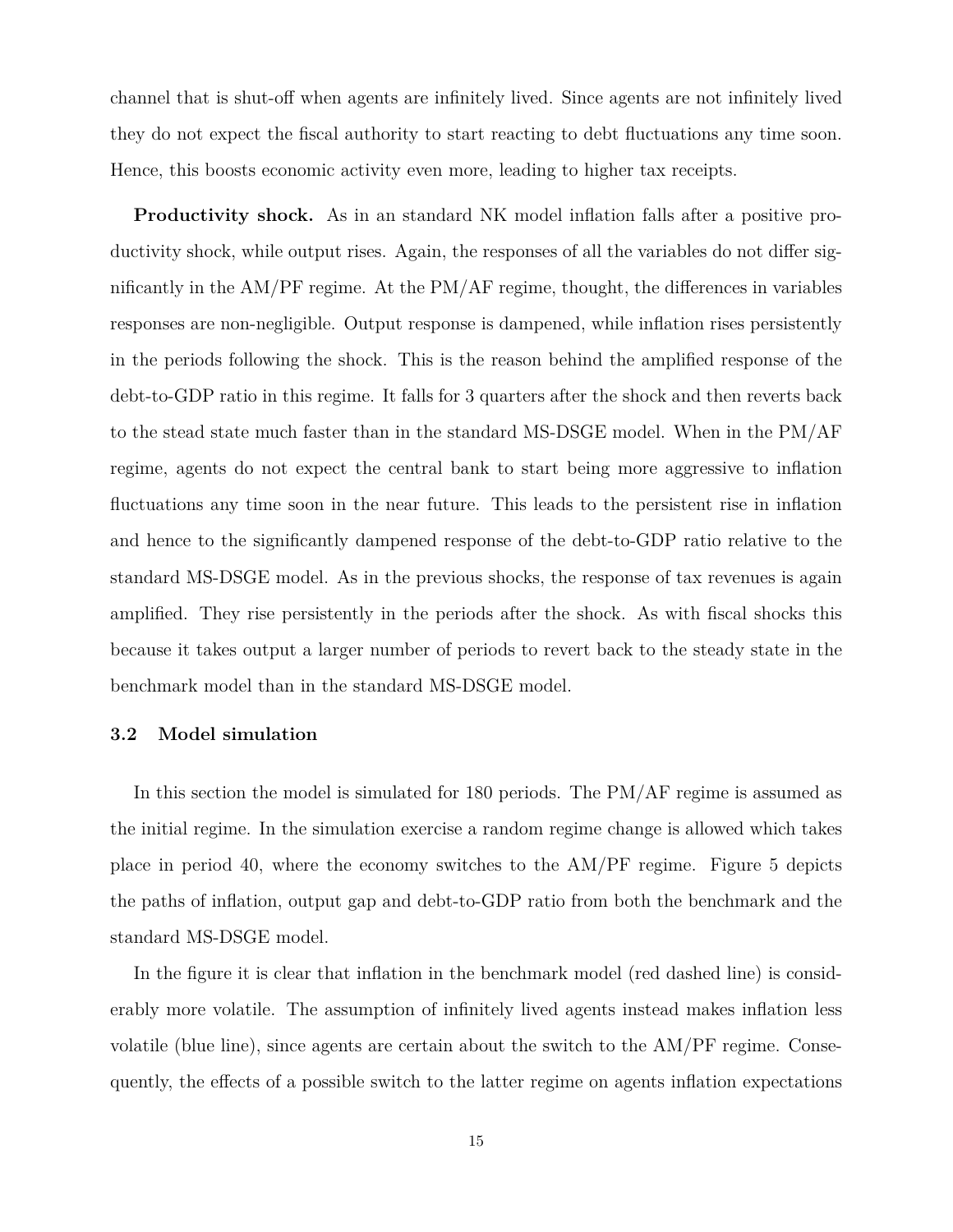channel that is shut-off when agents are infinitely lived. Since agents are not infinitely lived they do not expect the fiscal authority to start reacting to debt fluctuations any time soon. Hence, this boosts economic activity even more, leading to higher tax receipts.

**Productivity shock.** As in an standard NK model inflation falls after a positive productivity shock, while output rises. Again, the responses of all the variables do not differ significantly in the AM/PF regime. At the PM/AF regime, thought, the differences in variables responses are non-negligible. Output response is dampened, while inflation rises persistently in the periods following the shock. This is the reason behind the amplified response of the debt-to-GDP ratio in this regime. It falls for 3 quarters after the shock and then reverts back to the stead state much faster than in the standard MS-DSGE model. When in the PM/AF regime, agents do not expect the central bank to start being more aggressive to inflation fluctuations any time soon in the near future. This leads to the persistent rise in inflation and hence to the significantly dampened response of the debt-to-GDP ratio relative to the standard MS-DSGE model. As in the previous shocks, the response of tax revenues is again amplified. They rise persistently in the periods after the shock. As with fiscal shocks this because it takes output a larger number of periods to revert back to the steady state in the benchmark model than in the standard MS-DSGE model.

### 3.2 Model simulation

In this section the model is simulated for 180 periods. The PM/AF regime is assumed as the initial regime. In the simulation exercise a random regime change is allowed which takes place in period 40, where the economy switches to the AM/PF regime. Figure 5 depicts the paths of inflation, output gap and debt-to-GDP ratio from both the benchmark and the standard MS-DSGE model.

In the figure it is clear that inflation in the benchmark model (red dashed line) is considerably more volatile. The assumption of infinitely lived agents instead makes inflation less volatile (blue line), since agents are certain about the switch to the AM/PF regime. Consequently, the effects of a possible switch to the latter regime on agents inflation expectations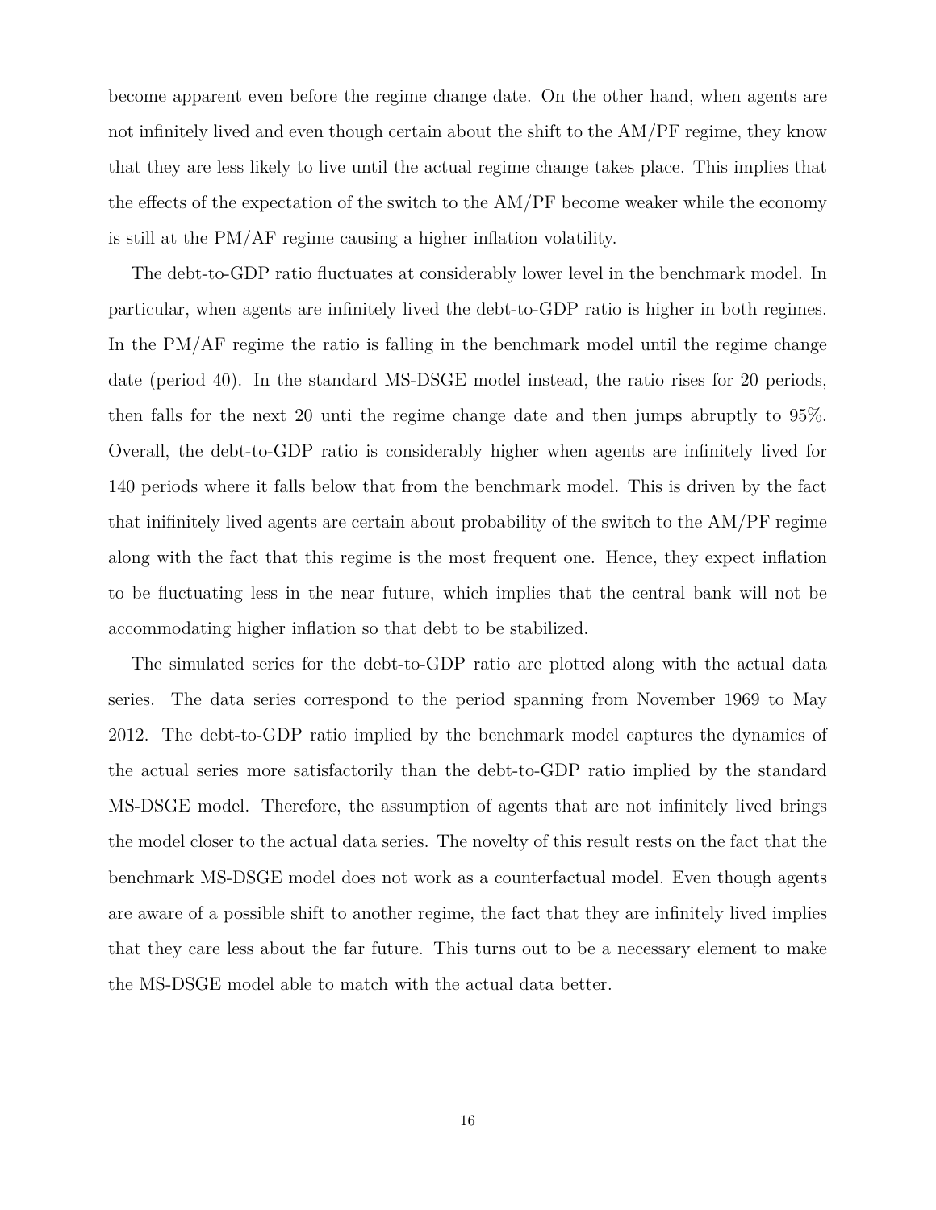become apparent even before the regime change date. On the other hand, when agents are not infinitely lived and even though certain about the shift to the AM/PF regime, they know that they are less likely to live until the actual regime change takes place. This implies that the effects of the expectation of the switch to the AM/PF become weaker while the economy is still at the PM/AF regime causing a higher inflation volatility.

The debt-to-GDP ratio fluctuates at considerably lower level in the benchmark model. In particular, when agents are infinitely lived the debt-to-GDP ratio is higher in both regimes. In the PM/AF regime the ratio is falling in the benchmark model until the regime change date (period 40). In the standard MS-DSGE model instead, the ratio rises for 20 periods, then falls for the next 20 unti the regime change date and then jumps abruptly to 95%. Overall, the debt-to-GDP ratio is considerably higher when agents are infinitely lived for 140 periods where it falls below that from the benchmark model. This is driven by the fact that inifinitely lived agents are certain about probability of the switch to the AM/PF regime along with the fact that this regime is the most frequent one. Hence, they expect inflation to be fluctuating less in the near future, which implies that the central bank will not be accommodating higher inflation so that debt to be stabilized.

The simulated series for the debt-to-GDP ratio are plotted along with the actual data series. The data series correspond to the period spanning from November 1969 to May 2012. The debt-to-GDP ratio implied by the benchmark model captures the dynamics of the actual series more satisfactorily than the debt-to-GDP ratio implied by the standard MS-DSGE model. Therefore, the assumption of agents that are not infinitely lived brings the model closer to the actual data series. The novelty of this result rests on the fact that the benchmark MS-DSGE model does not work as a counterfactual model. Even though agents are aware of a possible shift to another regime, the fact that they are infinitely lived implies that they care less about the far future. This turns out to be a necessary element to make the MS-DSGE model able to match with the actual data better.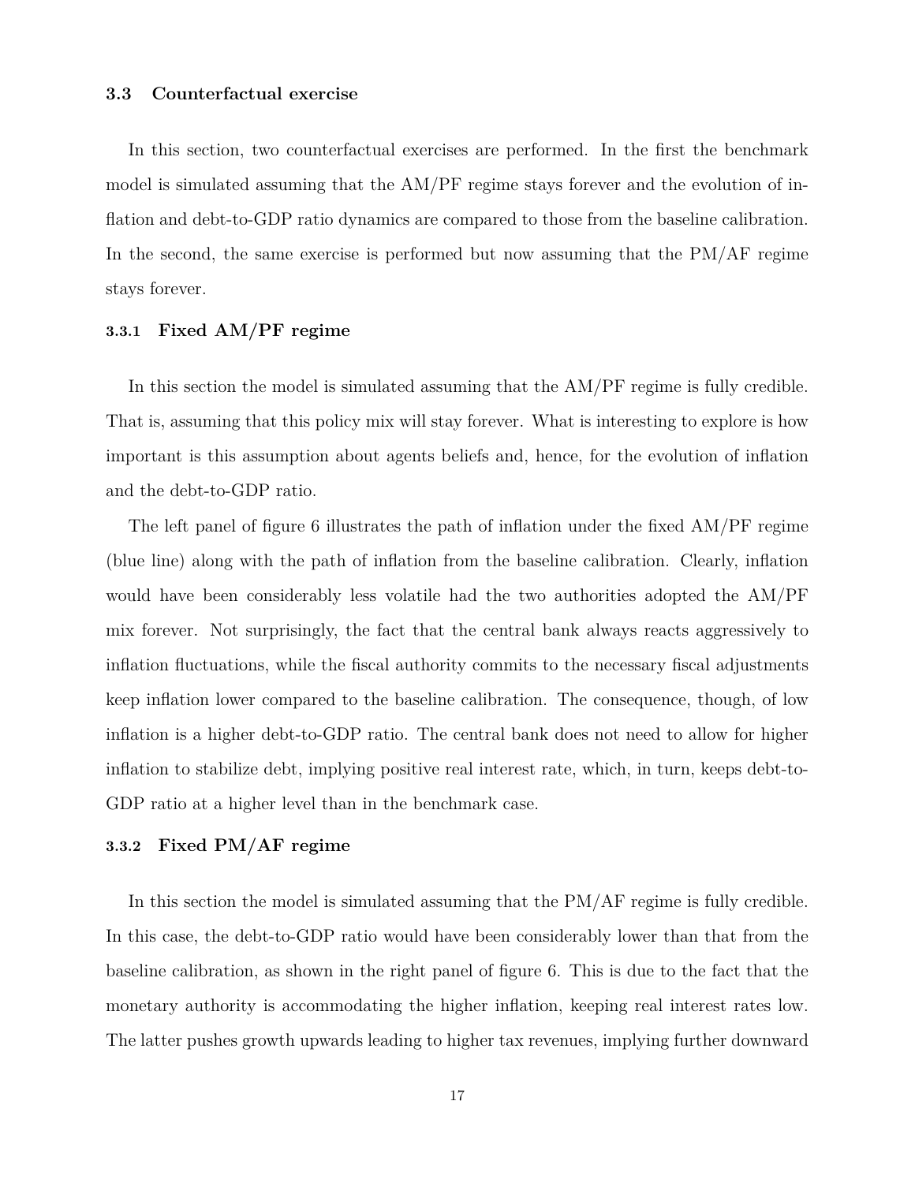### 3.3 Counterfactual exercise

In this section, two counterfactual exercises are performed. In the first the benchmark model is simulated assuming that the AM/PF regime stays forever and the evolution of inflation and debt-to-GDP ratio dynamics are compared to those from the baseline calibration. In the second, the same exercise is performed but now assuming that the PM/AF regime stays forever.

#### 3.3.1 Fixed AM/PF regime

In this section the model is simulated assuming that the AM/PF regime is fully credible. That is, assuming that this policy mix will stay forever. What is interesting to explore is how important is this assumption about agents beliefs and, hence, for the evolution of inflation and the debt-to-GDP ratio.

The left panel of figure 6 illustrates the path of inflation under the fixed AM/PF regime (blue line) along with the path of inflation from the baseline calibration. Clearly, inflation would have been considerably less volatile had the two authorities adopted the AM/PF mix forever. Not surprisingly, the fact that the central bank always reacts aggressively to inflation fluctuations, while the fiscal authority commits to the necessary fiscal adjustments keep inflation lower compared to the baseline calibration. The consequence, though, of low inflation is a higher debt-to-GDP ratio. The central bank does not need to allow for higher inflation to stabilize debt, implying positive real interest rate, which, in turn, keeps debt-to-GDP ratio at a higher level than in the benchmark case.

#### 3.3.2 Fixed PM/AF regime

In this section the model is simulated assuming that the PM/AF regime is fully credible. In this case, the debt-to-GDP ratio would have been considerably lower than that from the baseline calibration, as shown in the right panel of figure 6. This is due to the fact that the monetary authority is accommodating the higher inflation, keeping real interest rates low. The latter pushes growth upwards leading to higher tax revenues, implying further downward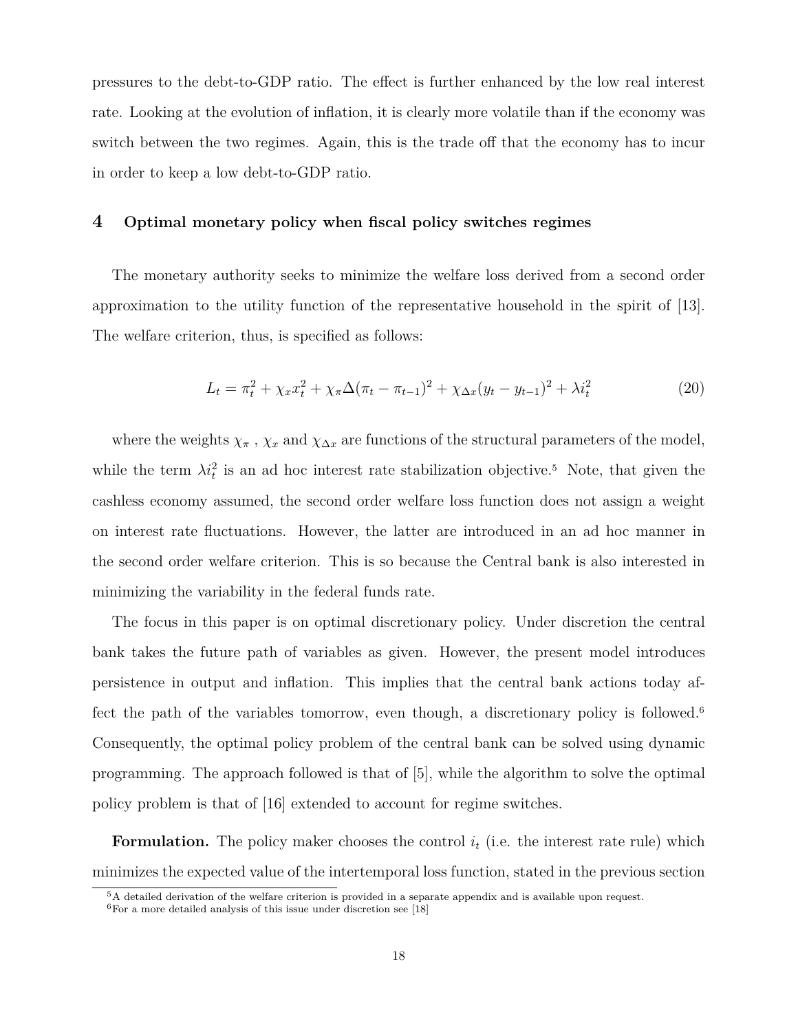pressures to the debt-to-GDP ratio. The effect is further enhanced by the low real interest rate. Looking at the evolution of inflation, it is clearly more volatile than if the economy was switch between the two regimes. Again, this is the trade off that the economy has to incur in order to keep a low debt-to-GDP ratio.

## 4 Optimal monetary policy when fiscal policy switches regimes

The monetary authority seeks to minimize the welfare loss derived from a second order approximation to the utility function of the representative household in the spirit of [13]. The welfare criterion, thus, is specified as follows:

$$L_t = \pi_t^2 + \chi_x x_t^2 + \chi_\pi \Delta(\pi_t - \pi_{t-1})^2 + \chi_{\Delta x}(y_t - y_{t-1})^2 + \lambda i_t^2 \tag{20}$$

where the weights $\chi_\pi$ , $\chi_x$ and $\chi_{\Delta x}$ are functions of the structural parameters of the model, while the term $\lambda i_t^2$ is an ad hoc interest rate stabilization objective.[5] Note, that given the cashless economy assumed, the second order welfare loss function does not assign a weight on interest rate fluctuations. However, the latter are introduced in an ad hoc manner in the second order welfare criterion. This is so because the Central bank is also interested in minimizing the variability in the federal funds rate.

The focus in this paper is on optimal discretionary policy. Under discretion the central bank takes the future path of variables as given. However, the present model introduces persistence in output and inflation. This implies that the central bank actions today affect the path of the variables tomorrow, even though, a discretionary policy is followed.[6] Consequently, the optimal policy problem of the central bank can be solved using dynamic programming. The approach followed is that of [5], while the algorithm to solve the optimal policy problem is that of [16] extended to account for regime switches.

**Formulation.** The policy maker chooses the control $i_t$ (i.e. the interest rate rule) which minimizes the expected value of the intertemporal loss function, stated in the previous section

[5] A detailed derivation of the welfare criterion is provided in a separate appendix and is available upon request.

[6] For a more detailed analysis of this issue under discretion see [18]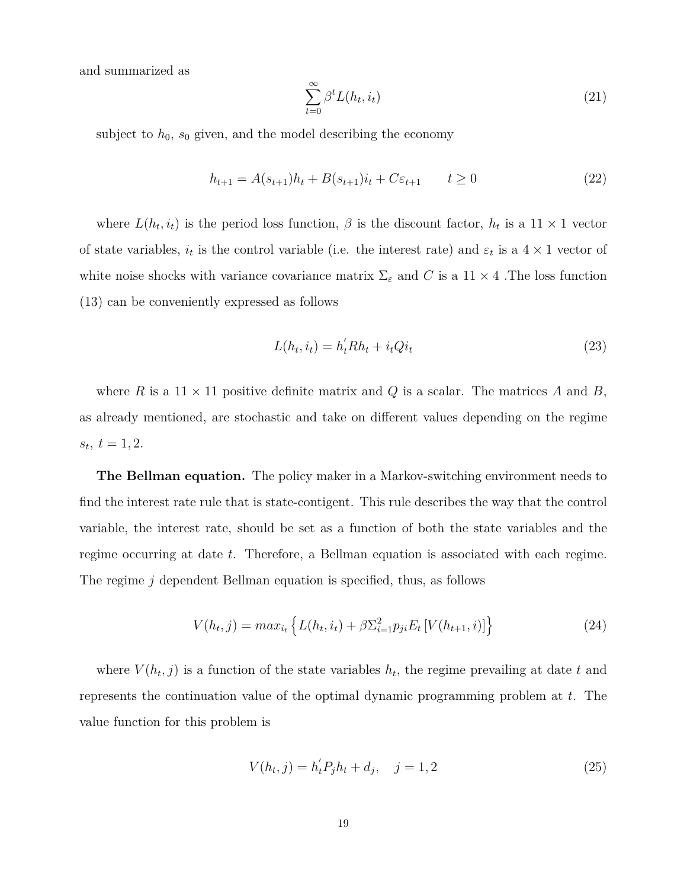and summarized as

$$\sum_{t=0}^{\infty} \beta^t L(h_t, i_t) \tag{21}$$

subject to $h_0$, $s_0$ given, and the model describing the economy

$$h_{t+1} = A(s_{t+1})h_t + B(s_{t+1})i_t + C\varepsilon_{t+1} \qquad t \geq 0 \tag{22}$$

where $L(h_t, i_t)$ is the period loss function, $\beta$ is the discount factor, $h_t$ is a $11 \times 1$ vector of state variables, $i_t$ is the control variable (i.e. the interest rate) and $\varepsilon_t$ is a $4 \times 1$ vector of white noise shocks with variance covariance matrix $\Sigma_\varepsilon$ and $C$ is a $11 \times 4$ .The loss function (13) can be conveniently expressed as follows

$$L(h_t, i_t) = h_t^{'} R h_t + i_t Q i_t \tag{23}$$

where $R$ is a $11 \times 11$ positive definite matrix and $Q$ is a scalar. The matrices $A$ and $B$, as already mentioned, are stochastic and take on different values depending on the regime $s_t$, $t = 1, 2$.

**The Bellman equation.** The policy maker in a Markov-switching environment needs to find the interest rate rule that is state-contigent. This rule describes the way that the control variable, the interest rate, should be set as a function of both the state variables and the regime occurring at date $t$. Therefore, a Bellman equation is associated with each regime. The regime $j$ dependent Bellman equation is specified, thus, as follows

$$V(h_t, j) = max_{i_t} \left\{ L(h_t, i_t) + \beta \Sigma_{i=1}^{2} p_{ji} E_t \left[ V(h_{t+1}, i) \right] \right\} \tag{24}$$

where $V(h_t, j)$ is a function of the state variables $h_t$, the regime prevailing at date $t$ and represents the continuation value of the optimal dynamic programming problem at $t$. The value function for this problem is

$$V(h_t, j) = h_t^{'} P_j h_t + d_j, \quad j = 1, 2 \tag{25}$$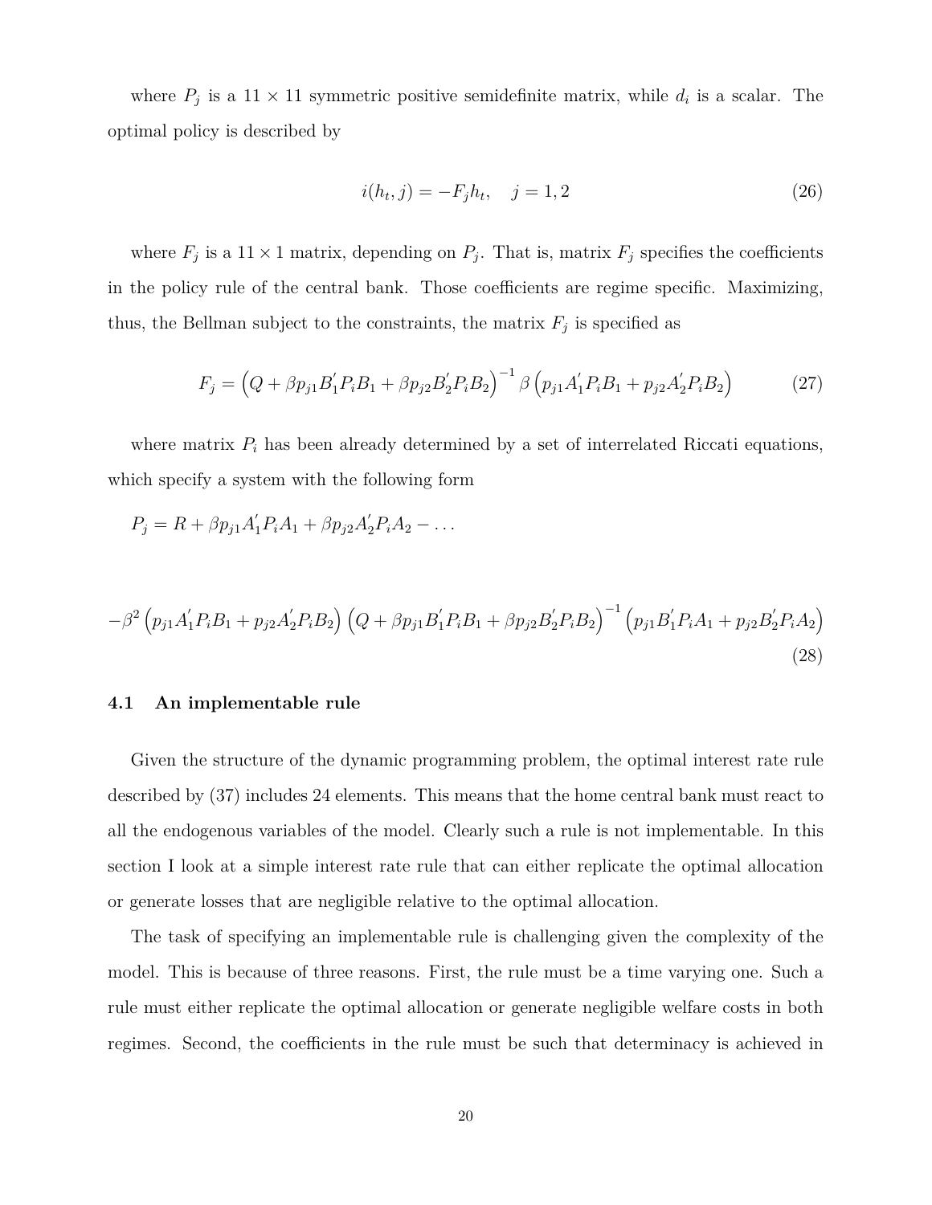where $P_j$ is a $11 \times 11$ symmetric positive semidefinite matrix, while $d_i$ is a scalar. The optimal policy is described by

$$i(h_t, j) = -F_j h_t, \quad j = 1, 2 \tag{26}$$

where $F_j$ is a $11 \times 1$ matrix, depending on $P_j$. That is, matrix $F_j$ specifies the coefficients in the policy rule of the central bank. Those coefficients are regime specific. Maximizing, thus, the Bellman subject to the constraints, the matrix $F_j$ is specified as

$$F_j = \left(Q + \beta p_{j1} B_1^{'} P_i B_1 + \beta p_{j2} B_2^{'} P_i B_2\right)^{-1} \beta \left(p_{j1} A_1^{'} P_i B_1 + p_{j2} A_2^{'} P_i B_2\right) \tag{27}$$

where matrix $P_i$ has been already determined by a set of interrelated Riccati equations, which specify a system with the following form

$$P_j = R + \beta p_{j1} A_1^{'} P_i A_1 + \beta p_{j2} A_2^{'} P_i A_2 - \ldots$$

$$-\beta^2 \left(p_{j1} A_1^{'} P_i B_1 + p_{j2} A_2^{'} P_i B_2\right) \left(Q + \beta p_{j1} B_1^{'} P_i B_1 + \beta p_{j2} B_2^{'} P_i B_2\right)^{-1} \left(p_{j1} B_1^{'} P_i A_1 + p_{j2} B_2^{'} P_i A_2\right) \tag{28}$$

### 4.1 An implementable rule

Given the structure of the dynamic programming problem, the optimal interest rate rule described by (37) includes 24 elements. This means that the home central bank must react to all the endogenous variables of the model. Clearly such a rule is not implementable. In this section I look at a simple interest rate rule that can either replicate the optimal allocation or generate losses that are negligible relative to the optimal allocation.

The task of specifying an implementable rule is challenging given the complexity of the model. This is because of three reasons. First, the rule must be a time varying one. Such a rule must either replicate the optimal allocation or generate negligible welfare costs in both regimes. Second, the coefficients in the rule must be such that determinacy is achieved in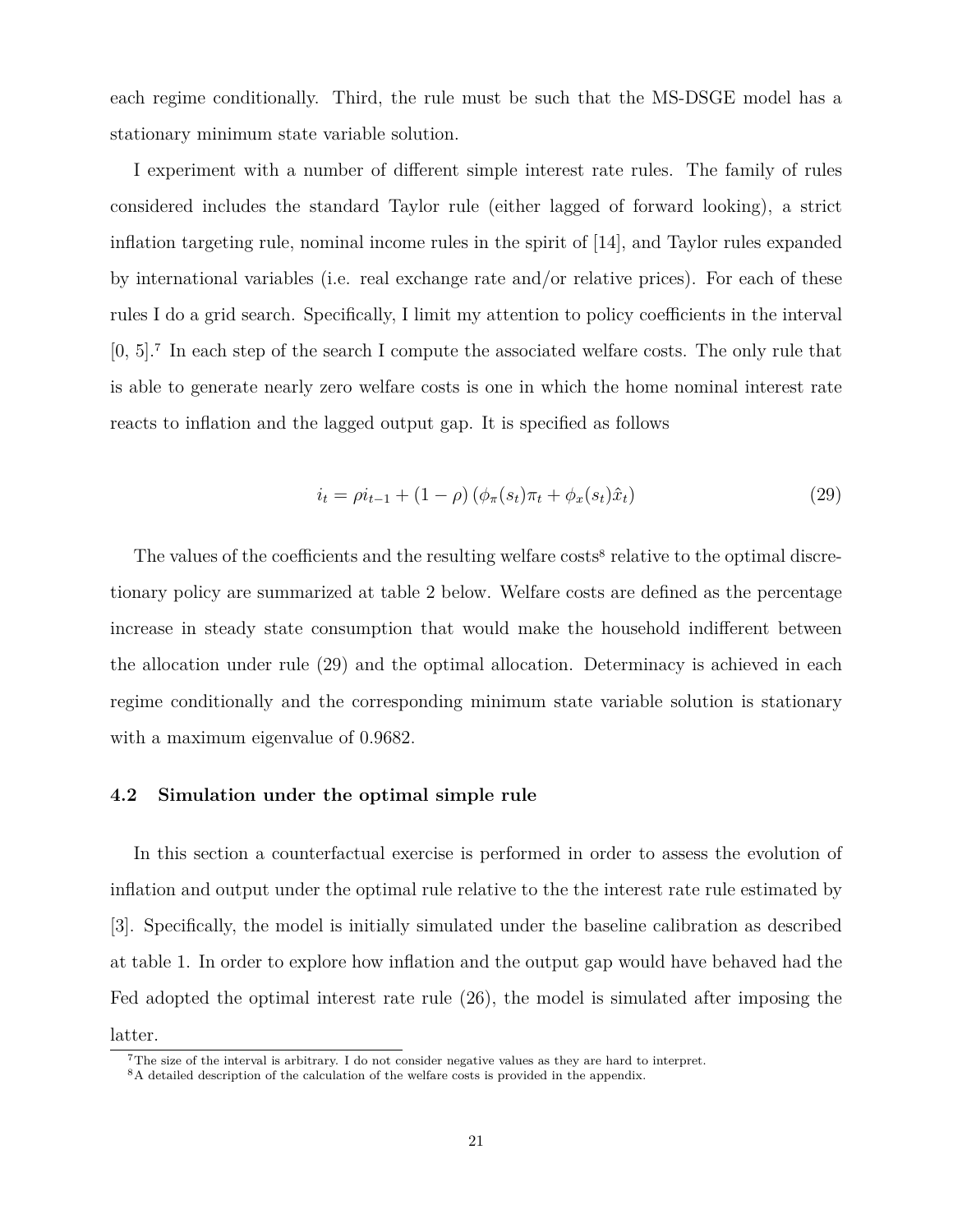each regime conditionally. Third, the rule must be such that the MS-DSGE model has a stationary minimum state variable solution.

I experiment with a number of different simple interest rate rules. The family of rules considered includes the standard Taylor rule (either lagged of forward looking), a strict inflation targeting rule, nominal income rules in the spirit of [14], and Taylor rules expanded by international variables (i.e. real exchange rate and/or relative prices). For each of these rules I do a grid search. Specifically, I limit my attention to policy coefficients in the interval [0, 5].[7] In each step of the search I compute the associated welfare costs. The only rule that is able to generate nearly zero welfare costs is one in which the home nominal interest rate reacts to inflation and the lagged output gap. It is specified as follows

$$i_t = \rho i_{t-1} + (1 - \rho) \left( \phi_\pi(s_t) \pi_t + \phi_x(s_t) \hat{x}_t \right) \tag{29}$$

The values of the coefficients and the resulting welfare costs[8] relative to the optimal discretionary policy are summarized at table 2 below. Welfare costs are defined as the percentage increase in steady state consumption that would make the household indifferent between the allocation under rule (29) and the optimal allocation. Determinacy is achieved in each regime conditionally and the corresponding minimum state variable solution is stationary with a maximum eigenvalue of 0.9682.

### 4.2 Simulation under the optimal simple rule

In this section a counterfactual exercise is performed in order to assess the evolution of inflation and output under the optimal rule relative to the the interest rate rule estimated by [3]. Specifically, the model is initially simulated under the baseline calibration as described at table 1. In order to explore how inflation and the output gap would have behaved had the Fed adopted the optimal interest rate rule (26), the model is simulated after imposing the latter.

[7] The size of the interval is arbitrary. I do not consider negative values as they are hard to interpret.

[8] A detailed description of the calculation of the welfare costs is provided in the appendix.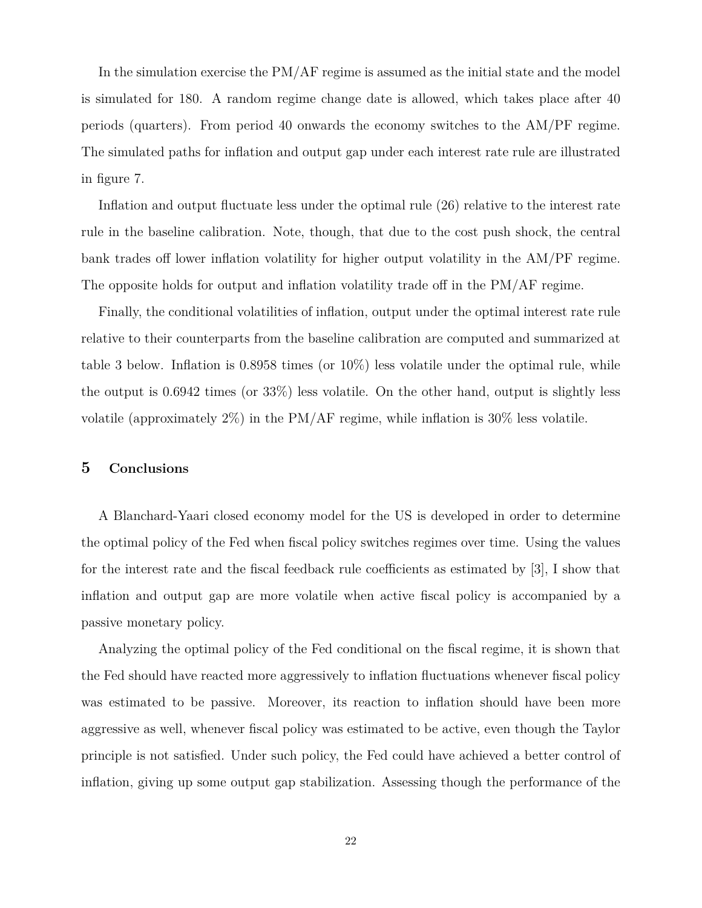In the simulation exercise the PM/AF regime is assumed as the initial state and the model is simulated for 180. A random regime change date is allowed, which takes place after 40 periods (quarters). From period 40 onwards the economy switches to the AM/PF regime. The simulated paths for inflation and output gap under each interest rate rule are illustrated in figure 7.

Inflation and output fluctuate less under the optimal rule (26) relative to the interest rate rule in the baseline calibration. Note, though, that due to the cost push shock, the central bank trades off lower inflation volatility for higher output volatility in the AM/PF regime. The opposite holds for output and inflation volatility trade off in the PM/AF regime.

Finally, the conditional volatilities of inflation, output under the optimal interest rate rule relative to their counterparts from the baseline calibration are computed and summarized at table 3 below. Inflation is 0.8958 times (or 10%) less volatile under the optimal rule, while the output is 0.6942 times (or 33%) less volatile. On the other hand, output is slightly less volatile (approximately 2%) in the PM/AF regime, while inflation is 30% less volatile.

## 5 Conclusions

A Blanchard-Yaari closed economy model for the US is developed in order to determine the optimal policy of the Fed when fiscal policy switches regimes over time. Using the values for the interest rate and the fiscal feedback rule coefficients as estimated by [3], I show that inflation and output gap are more volatile when active fiscal policy is accompanied by a passive monetary policy.

Analyzing the optimal policy of the Fed conditional on the fiscal regime, it is shown that the Fed should have reacted more aggressively to inflation fluctuations whenever fiscal policy was estimated to be passive. Moreover, its reaction to inflation should have been more aggressive as well, whenever fiscal policy was estimated to be active, even though the Taylor principle is not satisfied. Under such policy, the Fed could have achieved a better control of inflation, giving up some output gap stabilization. Assessing though the performance of the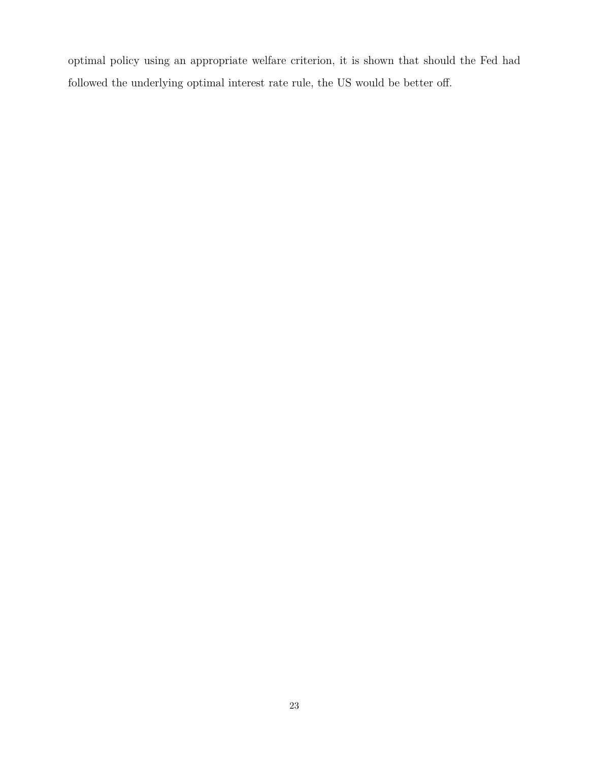optimal policy using an appropriate welfare criterion, it is shown that should the Fed had followed the underlying optimal interest rate rule, the US would be better off.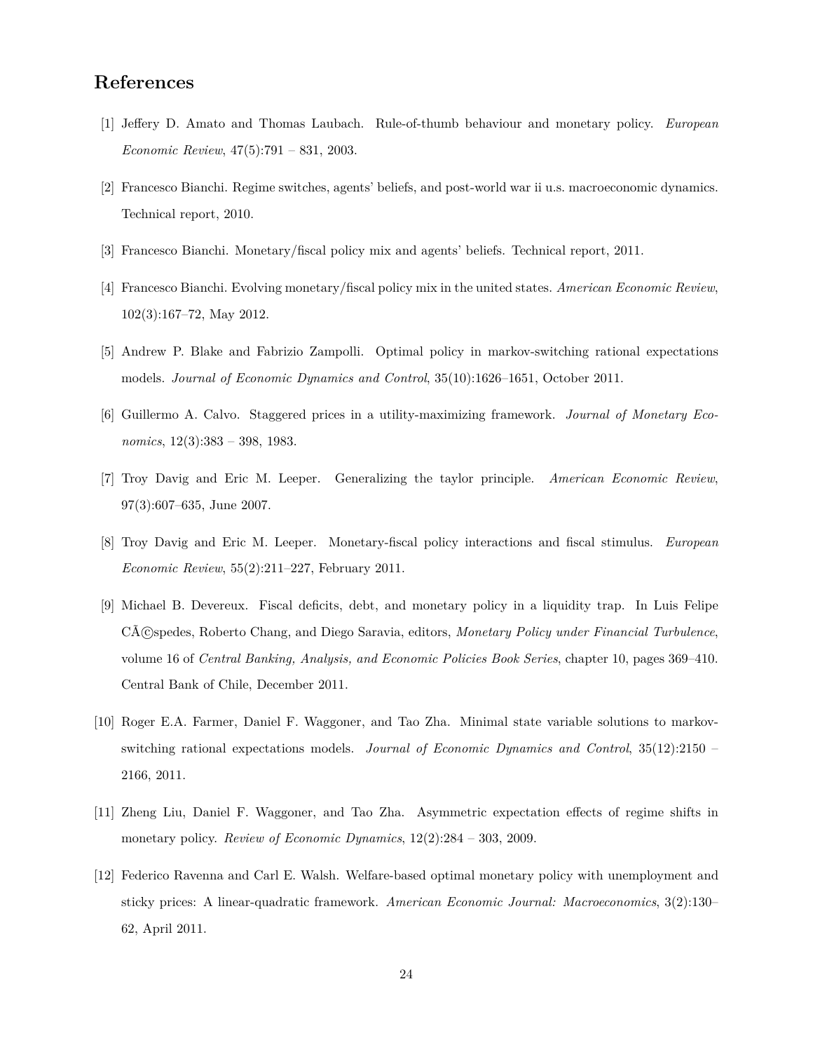# References

[1] Jeffery D. Amato and Thomas Laubach. Rule-of-thumb behaviour and monetary policy. *European Economic Review*, 47(5):791 – 831, 2003.

[2] Francesco Bianchi. Regime switches, agents' beliefs, and post-world war ii u.s. macroeconomic dynamics. Technical report, 2010.

[3] Francesco Bianchi. Monetary/fiscal policy mix and agents' beliefs. Technical report, 2011.

[4] Francesco Bianchi. Evolving monetary/fiscal policy mix in the united states. *American Economic Review*, 102(3):167–72, May 2012.

[5] Andrew P. Blake and Fabrizio Zampolli. Optimal policy in markov-switching rational expectations models. *Journal of Economic Dynamics and Control*, 35(10):1626–1651, October 2011.

[6] Guillermo A. Calvo. Staggered prices in a utility-maximizing framework. *Journal of Monetary Economics*, 12(3):383 – 398, 1983.

[7] Troy Davig and Eric M. Leeper. Generalizing the taylor principle. *American Economic Review*, 97(3):607–635, June 2007.

[8] Troy Davig and Eric M. Leeper. Monetary-fiscal policy interactions and fiscal stimulus. *European Economic Review*, 55(2):211–227, February 2011.

[9] Michael B. Devereux. Fiscal deficits, debt, and monetary policy in a liquidity trap. In Luis Felipe CÃ©spedes, Roberto Chang, and Diego Saravia, editors, *Monetary Policy under Financial Turbulence*, volume 16 of *Central Banking, Analysis, and Economic Policies Book Series*, chapter 10, pages 369–410. Central Bank of Chile, December 2011.

[10] Roger E.A. Farmer, Daniel F. Waggoner, and Tao Zha. Minimal state variable solutions to markov-switching rational expectations models. *Journal of Economic Dynamics and Control*, 35(12):2150 – 2166, 2011.

[11] Zheng Liu, Daniel F. Waggoner, and Tao Zha. Asymmetric expectation effects of regime shifts in monetary policy. *Review of Economic Dynamics*, 12(2):284 – 303, 2009.

[12] Federico Ravenna and Carl E. Walsh. Welfare-based optimal monetary policy with unemployment and sticky prices: A linear-quadratic framework. *American Economic Journal: Macroeconomics*, 3(2):130–62, April 2011.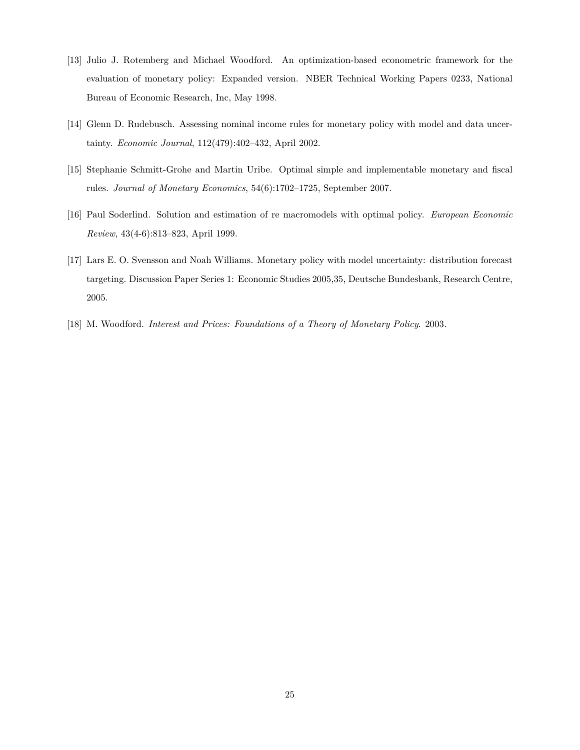[13] Julio J. Rotemberg and Michael Woodford. An optimization-based econometric framework for the evaluation of monetary policy: Expanded version. NBER Technical Working Papers 0233, National Bureau of Economic Research, Inc, May 1998.

[14] Glenn D. Rudebusch. Assessing nominal income rules for monetary policy with model and data uncertainty. *Economic Journal*, 112(479):402–432, April 2002.

[15] Stephanie Schmitt-Grohe and Martin Uribe. Optimal simple and implementable monetary and fiscal rules. *Journal of Monetary Economics*, 54(6):1702–1725, September 2007.

[16] Paul Soderlind. Solution and estimation of re macromodels with optimal policy. *European Economic Review*, 43(4-6):813–823, April 1999.

[17] Lars E. O. Svensson and Noah Williams. Monetary policy with model uncertainty: distribution forecast targeting. Discussion Paper Series 1: Economic Studies 2005,35, Deutsche Bundesbank, Research Centre, 2005.

[18] M. Woodford. *Interest and Prices: Foundations of a Theory of Monetary Policy*. 2003.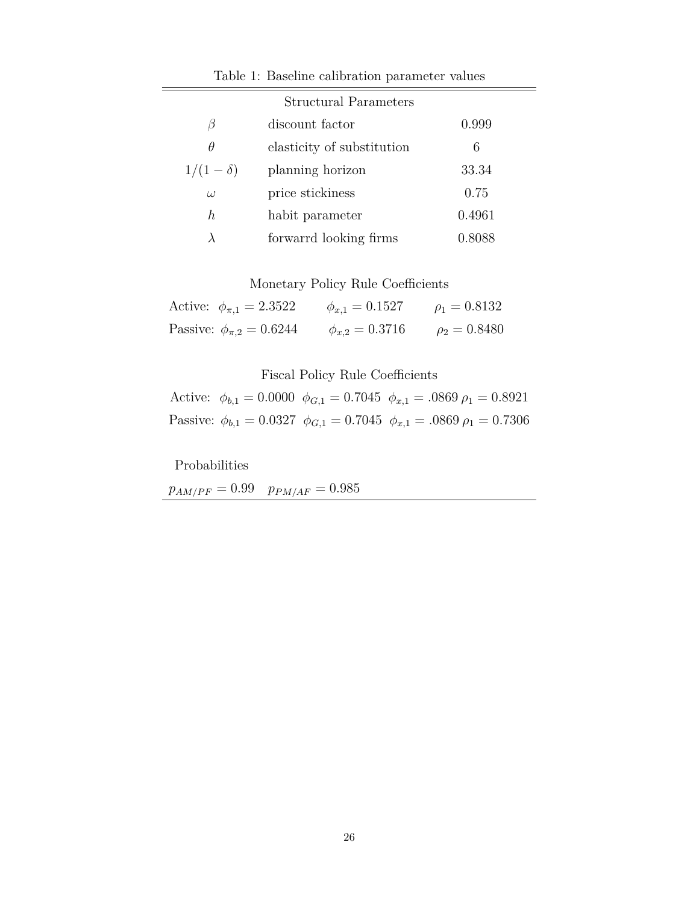Table 1: Baseline calibration parameter values

| Structural Parameters | | |
|---|---|---|
| $\beta$ | discount factor | 0.999 |
| $\theta$ | elasticity of substitution | 6 |
| $1/(1-\delta)$ | planning horizon | 33.34 |
| $\omega$ | price stickiness | 0.75 |
| $h$ | habit parameter | 0.4961 |
| $\lambda$ | forwarrd looking firms | 0.8088 |

Monetary Policy Rule Coefficients

| | | | |
|---|---|---|---|
| Active: | $\phi_{\pi,1} = 2.3522$ | $\phi_{x,1} = 0.1527$ | $\rho_1 = 0.8132$ |
| Passive: | $\phi_{\pi,2} = 0.6244$ | $\phi_{x,2} = 0.3716$ | $\rho_2 = 0.8480$ |

Fiscal Policy Rule Coefficients

| | | | | |
|---|---|---|---|---|
| Active: | $\phi_{b,1} = 0.0000$ | $\phi_{G,1} = 0.7045$ | $\phi_{x,1} = .0869$ | $\rho_1 = 0.8921$ |
| Passive: | $\phi_{b,1} = 0.0327$ | $\phi_{G,1} = 0.7045$ | $\phi_{x,1} = .0869$ | $\rho_1 = 0.7306$ |

Probabilities

$p_{AM/PF} = 0.99 \quad p_{PM/AF} = 0.985$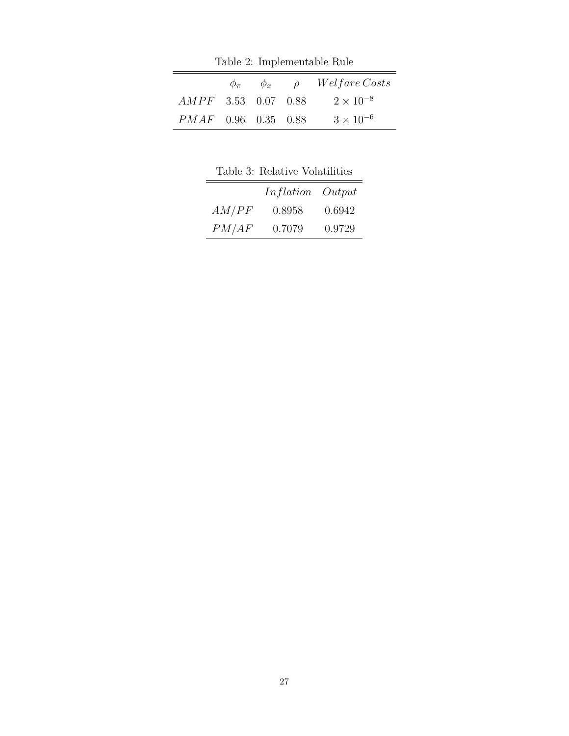Table 2: Implementable Rule

| | $\phi_\pi$ | $\phi_x$ | $\rho$ | $Welfare\, Costs$ |
|---|---|---|---|---|
| $AMPF$ | 3.53 | 0.07 | 0.88 | $2 \times 10^{-8}$ |
| $PMAF$ | 0.96 | 0.35 | 0.88 | $3 \times 10^{-6}$ |

Table 3: Relative Volatilities

| | $Inflation$ | $Output$ |
|---|---|---|
| $AM/PF$ | 0.8958 | 0.6942 |
| $PM/AF$ | 0.7079 | 0.9729 |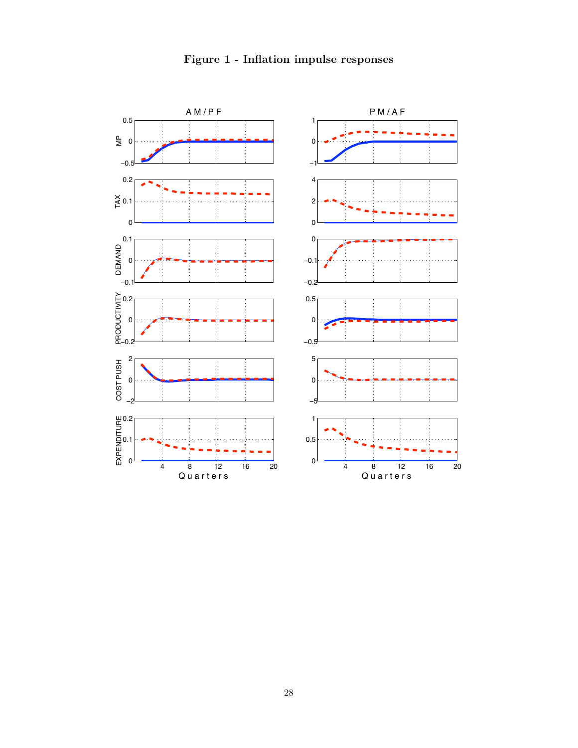**Figure 1 - Inflation impulse responses**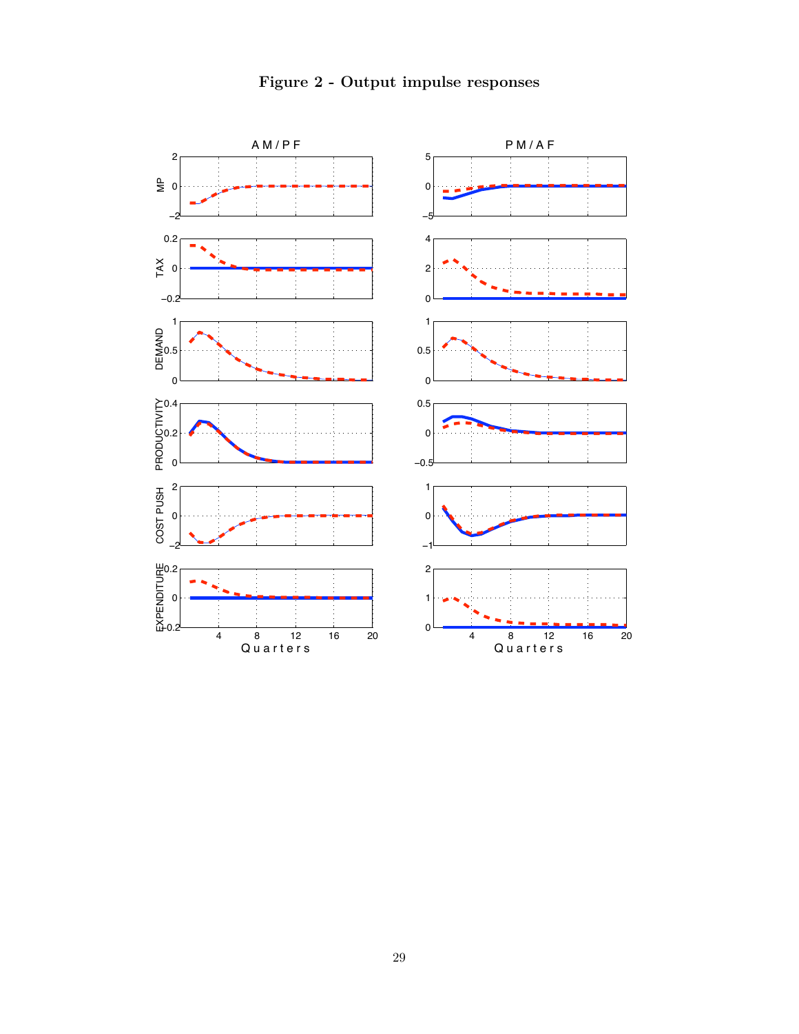**Figure 2 - Output impulse responses**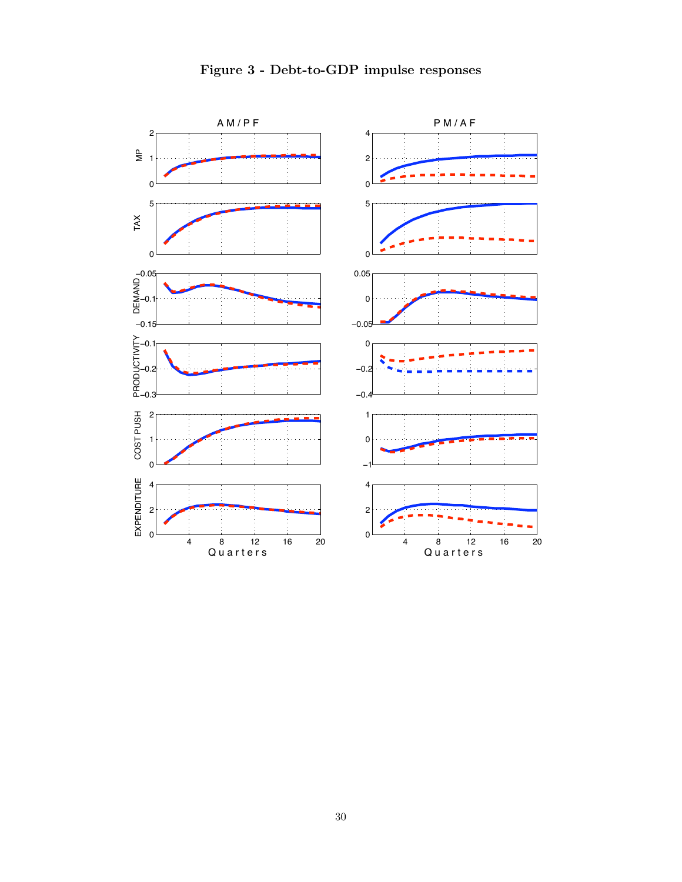**Figure 3 - Debt-to-GDP impulse responses**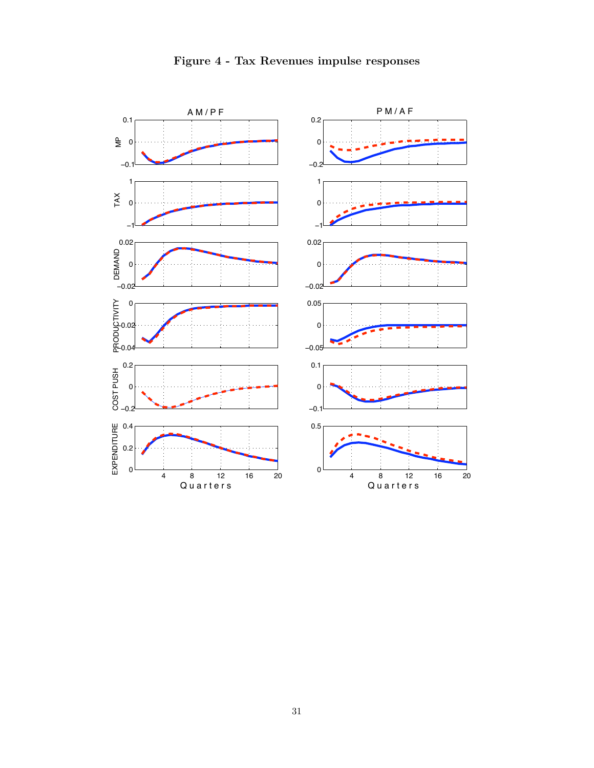# Figure 4 - Tax Revenues impulse responses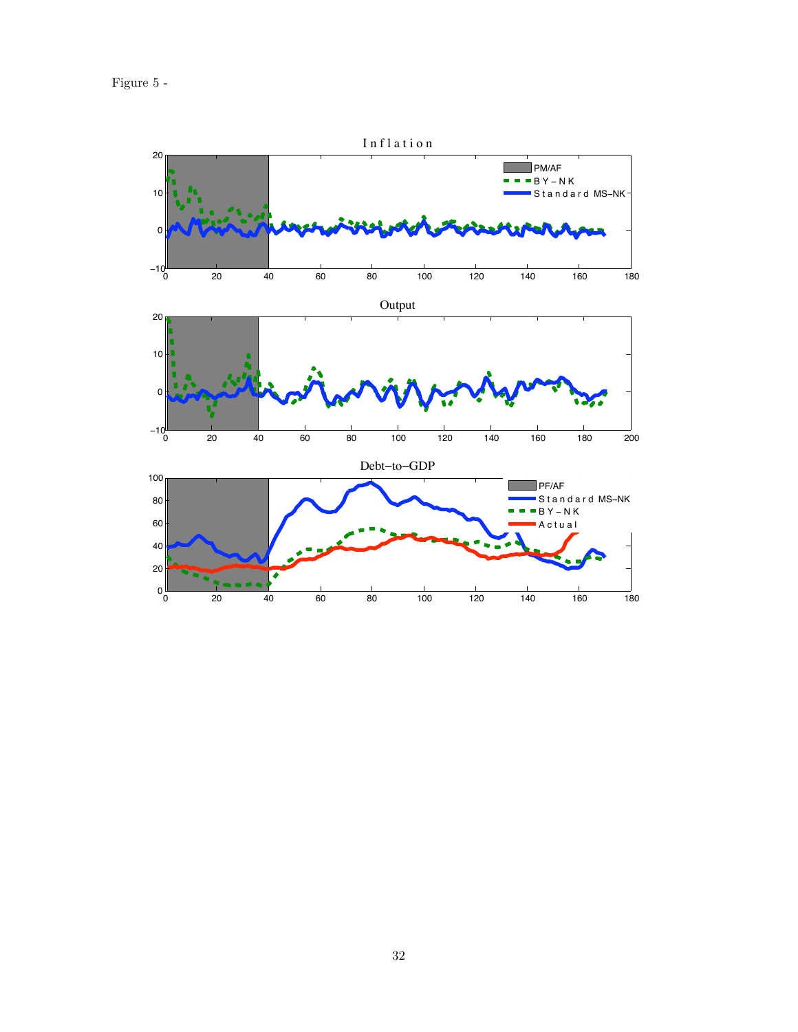Figure 5 -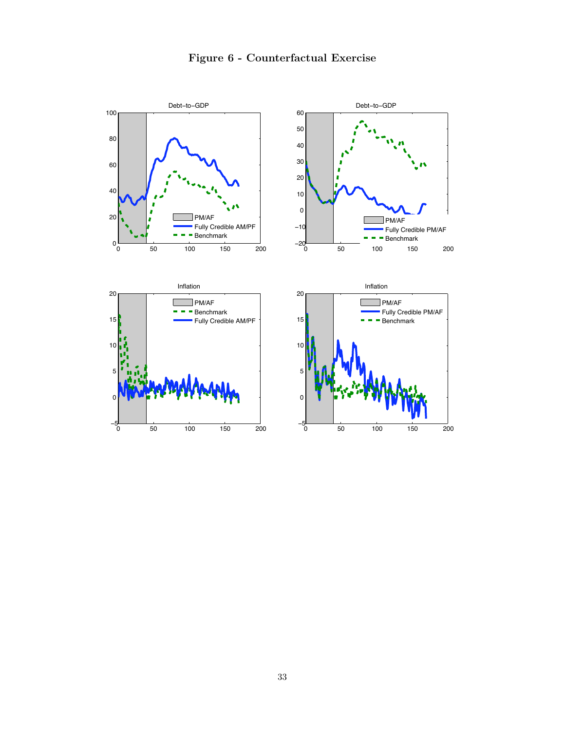# Figure 6 - Counterfactual Exercise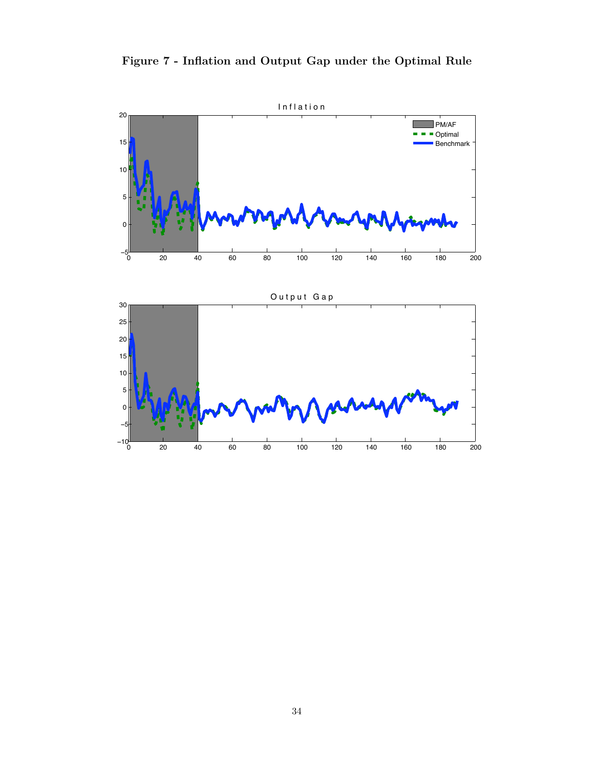**Figure 7 - Inflation and Output Gap under the Optimal Rule**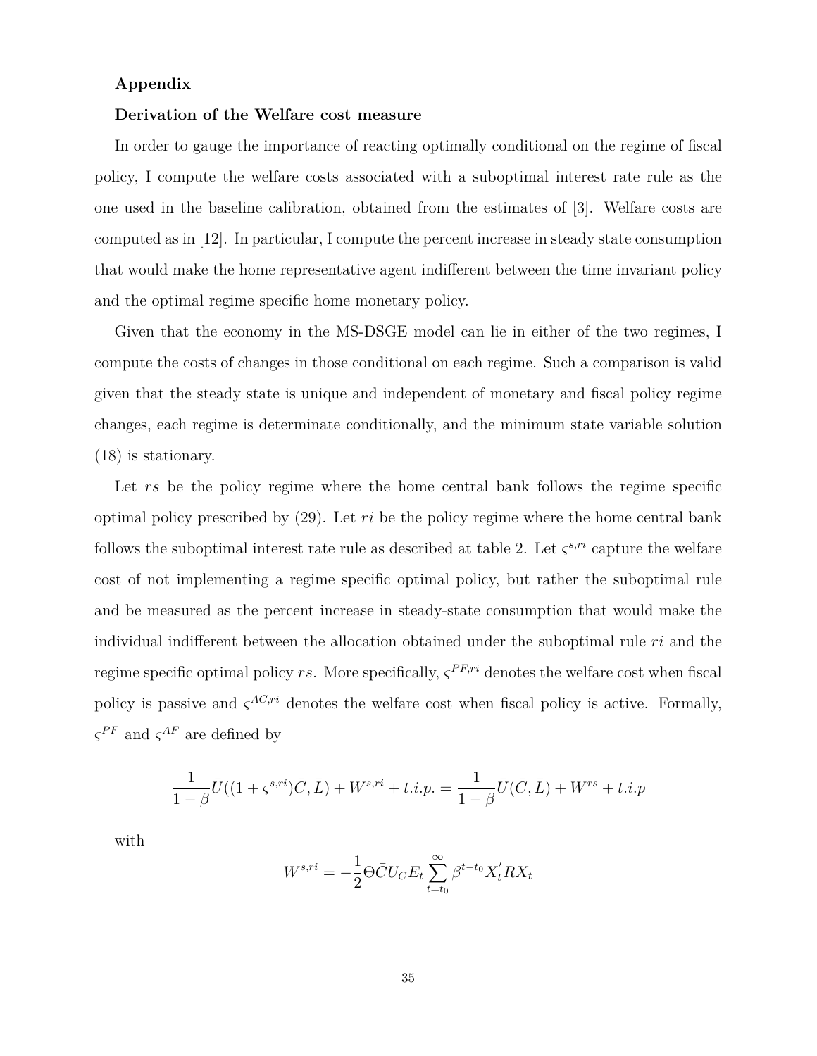**Appendix**

**Derivation of the Welfare cost measure**

In order to gauge the importance of reacting optimally conditional on the regime of fiscal policy, I compute the welfare costs associated with a suboptimal interest rate rule as the one used in the baseline calibration, obtained from the estimates of [3]. Welfare costs are computed as in [12]. In particular, I compute the percent increase in steady state consumption that would make the home representative agent indifferent between the time invariant policy and the optimal regime specific home monetary policy.

Given that the economy in the MS-DSGE model can lie in either of the two regimes, I compute the costs of changes in those conditional on each regime. Such a comparison is valid given that the steady state is unique and independent of monetary and fiscal policy regime changes, each regime is determinate conditionally, and the minimum state variable solution (18) is stationary.

Let $rs$ be the policy regime where the home central bank follows the regime specific optimal policy prescribed by (29). Let $ri$ be the policy regime where the home central bank follows the suboptimal interest rate rule as described at table 2. Let $\varsigma^{s,ri}$ capture the welfare cost of not implementing a regime specific optimal policy, but rather the suboptimal rule and be measured as the percent increase in steady-state consumption that would make the individual indifferent between the allocation obtained under the suboptimal rule $ri$ and the regime specific optimal policy $rs$. More specifically, $\varsigma^{PF,ri}$ denotes the welfare cost when fiscal policy is passive and $\varsigma^{AC,ri}$ denotes the welfare cost when fiscal policy is active. Formally, $\varsigma^{PF}$ and $\varsigma^{AF}$ are defined by

$$\frac{1}{1-\beta}\bar{U}((1+\varsigma^{s,ri})\bar{C},\bar{L}) + W^{s,ri} + t.i.p. = \frac{1}{1-\beta}\bar{U}(\bar{C},\bar{L}) + W^{rs} + t.i.p$$

with

$$W^{s,ri} = -\frac{1}{2}\Theta\bar{C}U_C E_t \sum_{t=t_0}^{\infty}\beta^{t-t_0}X_t^{'}RX_t$$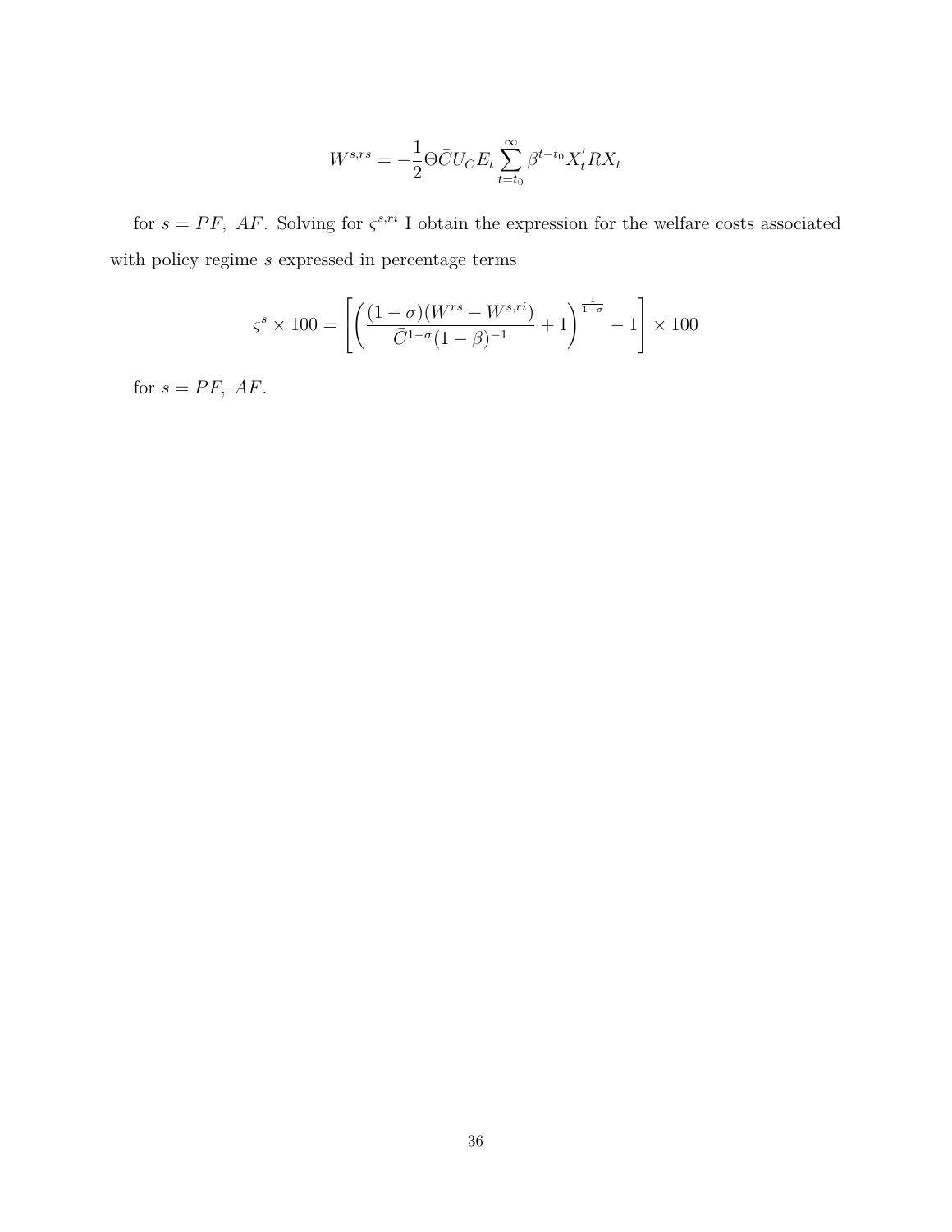$$W^{s,rs} = -\frac{1}{2}\Theta \bar{C} U_C E_t \sum_{t=t_0}^{\infty} \beta^{t-t_0} X_t' R X_t$$

for $s = PF,\ AF$. Solving for $\varsigma^{s,ri}$ I obtain the expression for the welfare costs associated with policy regime $s$ expressed in percentage terms

$$\varsigma^{s} \times 100 = \left[ \left( \frac{(1-\sigma)(W^{rs} - W^{s,ri})}{\bar{C}^{1-\sigma}(1-\beta)^{-1}} + 1 \right)^{\frac{1}{1-\sigma}} - 1 \right] \times 100$$

for $s = PF,\ AF$.